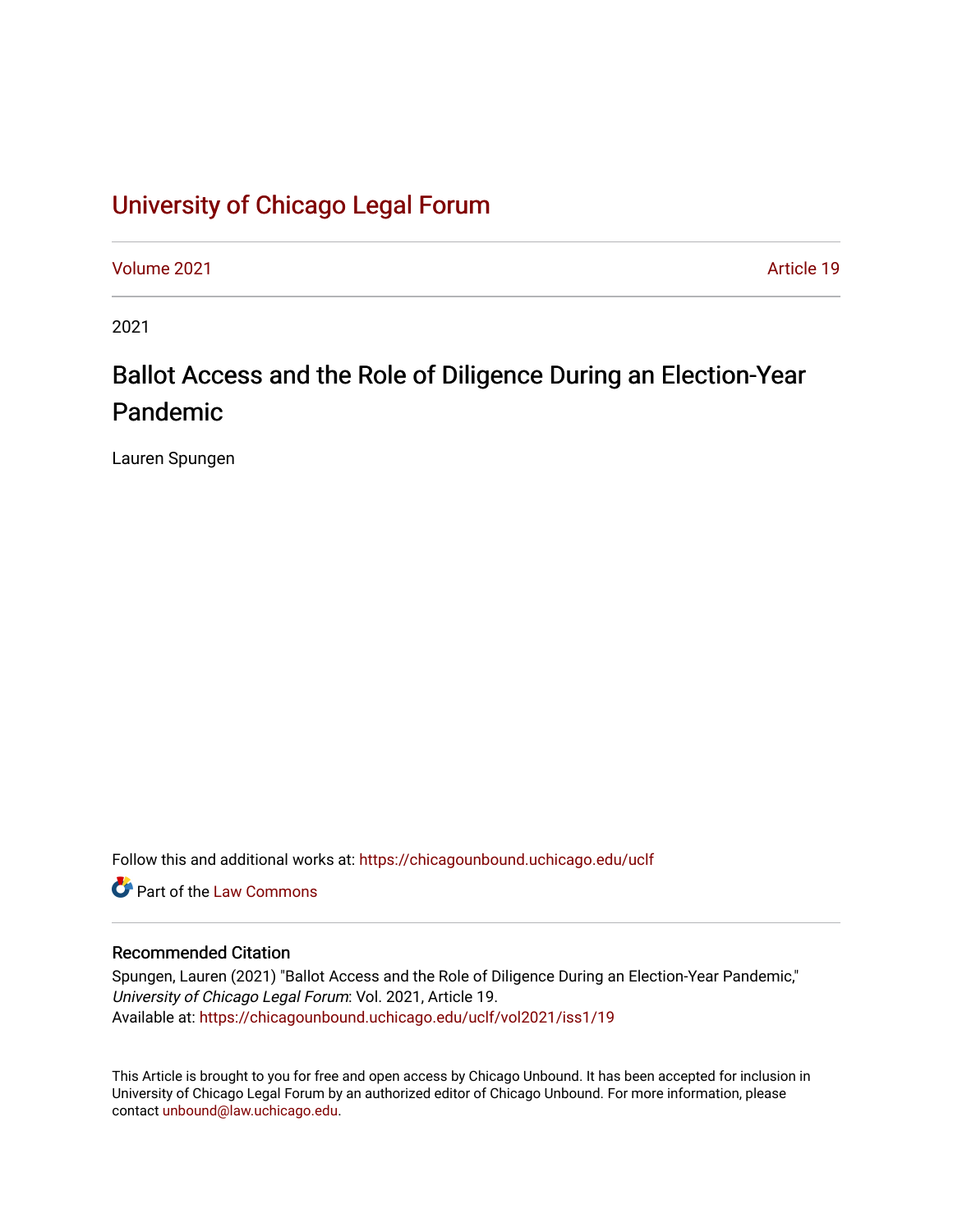# University of Chicago Legal Forum

Volume 2021 Article 19

2021

## Ballot Access and the Role of Diligence During an Election-Year Pandemic

Lauren Spungen

Follow this and additional works at: https://chicagounbound.uchicago.edu/uclf

Part of the Law Commons

### Recommended Citation

Spungen, Lauren (2021) "Ballot Access and the Role of Diligence During an Election-Year Pandemic," *University of Chicago Legal Forum*: Vol. 2021, Article 19.
Available at: https://chicagounbound.uchicago.edu/uclf/vol2021/iss1/19

This Article is brought to you for free and open access by Chicago Unbound. It has been accepted for inclusion in University of Chicago Legal Forum by an authorized editor of Chicago Unbound. For more information, please contact unbound@law.uchicago.edu.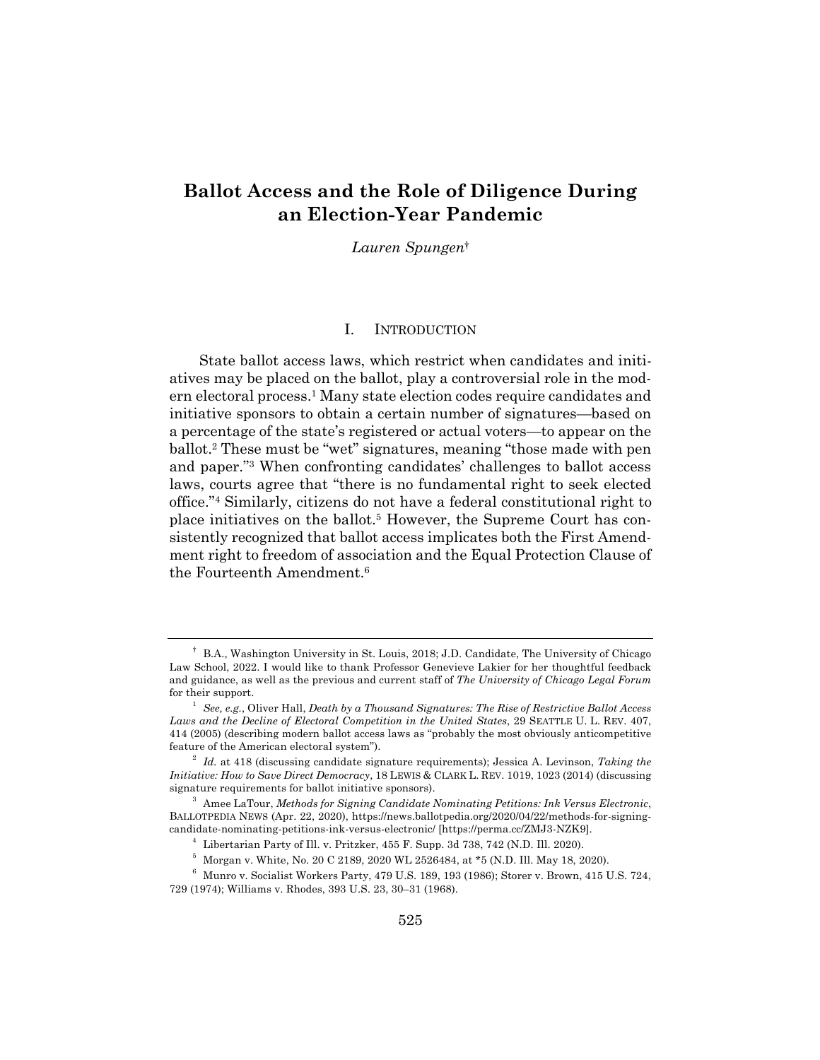# Ballot Access and the Role of Diligence During an Election-Year Pandemic

*Lauren Spungen*†

## I. INTRODUCTION

State ballot access laws, which restrict when candidates and initiatives may be placed on the ballot, play a controversial role in the modern electoral process.[1] Many state election codes require candidates and initiative sponsors to obtain a certain number of signatures—based on a percentage of the state's registered or actual voters—to appear on the ballot.[2] These must be "wet" signatures, meaning "those made with pen and paper."[3] When confronting candidates' challenges to ballot access laws, courts agree that "there is no fundamental right to seek elected office."[4] Similarly, citizens do not have a federal constitutional right to place initiatives on the ballot.[5] However, the Supreme Court has consistently recognized that ballot access implicates both the First Amendment right to freedom of association and the Equal Protection Clause of the Fourteenth Amendment.[6]

---

† B.A., Washington University in St. Louis, 2018; J.D. Candidate, The University of Chicago Law School, 2022. I would like to thank Professor Genevieve Lakier for her thoughtful feedback and guidance, as well as the previous and current staff of *The University of Chicago Legal Forum* for their support.

[1] *See, e.g.*, Oliver Hall, *Death by a Thousand Signatures: The Rise of Restrictive Ballot Access Laws and the Decline of Electoral Competition in the United States*, 29 SEATTLE U. L. REV. 407, 414 (2005) (describing modern ballot access laws as "probably the most obviously anticompetitive feature of the American electoral system").

[2] *Id.* at 418 (discussing candidate signature requirements); Jessica A. Levinson, *Taking the Initiative: How to Save Direct Democracy*, 18 LEWIS & CLARK L. REV. 1019, 1023 (2014) (discussing signature requirements for ballot initiative sponsors).

[3] Amee LaTour, *Methods for Signing Candidate Nominating Petitions: Ink Versus Electronic*, BALLOTPEDIA NEWS (Apr. 22, 2020), https://news.ballotpedia.org/2020/04/22/methods-for-signing-candidate-nominating-petitions-ink-versus-electronic/ [https://perma.cc/ZMJ3-NZK9].

[4] Libertarian Party of Ill. v. Pritzker, 455 F. Supp. 3d 738, 742 (N.D. Ill. 2020).

[5] Morgan v. White, No. 20 C 2189, 2020 WL 2526484, at *5 (N.D. Ill. May 18, 2020).

[6] Munro v. Socialist Workers Party, 479 U.S. 189, 193 (1986); Storer v. Brown, 415 U.S. 724, 729 (1974); Williams v. Rhodes, 393 U.S. 23, 30–31 (1968).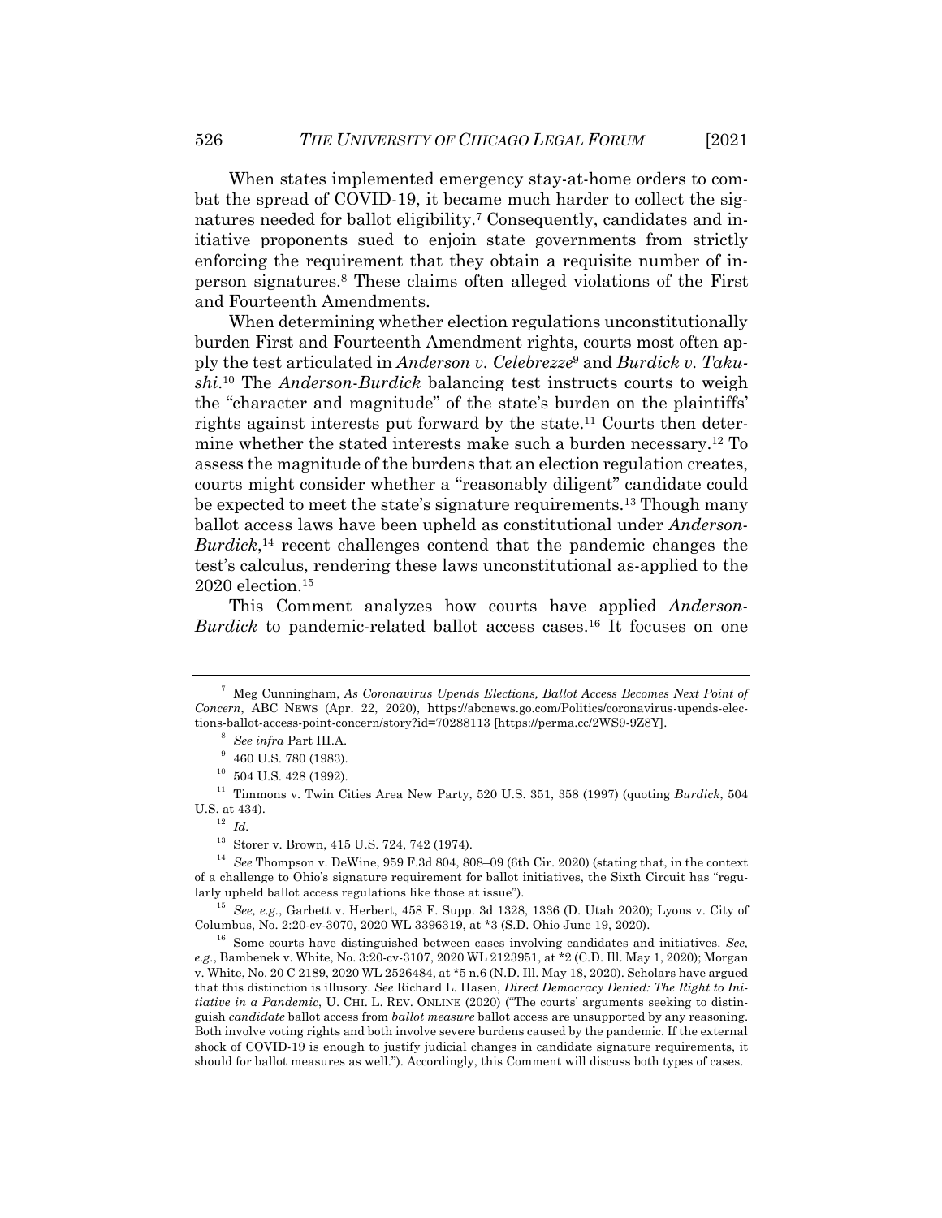When states implemented emergency stay-at-home orders to combat the spread of COVID-19, it became much harder to collect the signatures needed for ballot eligibility.[7] Consequently, candidates and initiative proponents sued to enjoin state governments from strictly enforcing the requirement that they obtain a requisite number of in-person signatures.[8] These claims often alleged violations of the First and Fourteenth Amendments.

When determining whether election regulations unconstitutionally burden First and Fourteenth Amendment rights, courts most often apply the test articulated in *Anderson v. Celebrezze*[9] and *Burdick v. Takushi*.[10] The *Anderson-Burdick* balancing test instructs courts to weigh the "character and magnitude" of the state's burden on the plaintiffs' rights against interests put forward by the state.[11] Courts then determine whether the stated interests make such a burden necessary.[12] To assess the magnitude of the burdens that an election regulation creates, courts might consider whether a "reasonably diligent" candidate could be expected to meet the state's signature requirements.[13] Though many ballot access laws have been upheld as constitutional under *Anderson-Burdick*,[14] recent challenges contend that the pandemic changes the test's calculus, rendering these laws unconstitutional as-applied to the 2020 election.[15]

This Comment analyzes how courts have applied *Anderson-Burdick* to pandemic-related ballot access cases.[16] It focuses on one

---

[7] Meg Cunningham, *As Coronavirus Upends Elections, Ballot Access Becomes Next Point of Concern*, ABC NEWS (Apr. 22, 2020), https://abcnews.go.com/Politics/coronavirus-upends-elections-ballot-access-point-concern/story?id=70288113 [https://perma.cc/2WS9-9Z8Y].

[8] *See infra* Part III.A.

[9] 460 U.S. 780 (1983).

[10] 504 U.S. 428 (1992).

[11] Timmons v. Twin Cities Area New Party, 520 U.S. 351, 358 (1997) (quoting *Burdick*, 504 U.S. at 434).

[12] *Id.*

[13] Storer v. Brown, 415 U.S. 724, 742 (1974).

[14] *See* Thompson v. DeWine, 959 F.3d 804, 808–09 (6th Cir. 2020) (stating that, in the context of a challenge to Ohio's signature requirement for ballot initiatives, the Sixth Circuit has "regularly upheld ballot access regulations like those at issue").

[15] *See, e.g.*, Garbett v. Herbert, 458 F. Supp. 3d 1328, 1336 (D. Utah 2020); Lyons v. City of Columbus, No. 2:20-cv-3070, 2020 WL 3396319, at *3 (S.D. Ohio June 19, 2020).

[16] Some courts have distinguished between cases involving candidates and initiatives. *See, e.g.*, Bambenek v. White, No. 3:20-cv-3107, 2020 WL 2123951, at *2 (C.D. Ill. May 1, 2020); Morgan v. White, No. 20 C 2189, 2020 WL 2526484, at *5 n.6 (N.D. Ill. May 18, 2020). Scholars have argued that this distinction is illusory. *See* Richard L. Hasen, *Direct Democracy Denied: The Right to Initiative in a Pandemic*, U. CHI. L. REV. ONLINE (2020) ("The courts' arguments seeking to distinguish *candidate* ballot access from *ballot measure* ballot access are unsupported by any reasoning. Both involve voting rights and both involve severe burdens caused by the pandemic. If the external shock of COVID-19 is enough to justify judicial changes in candidate signature requirements, it should for ballot measures as well."). Accordingly, this Comment will discuss both types of cases.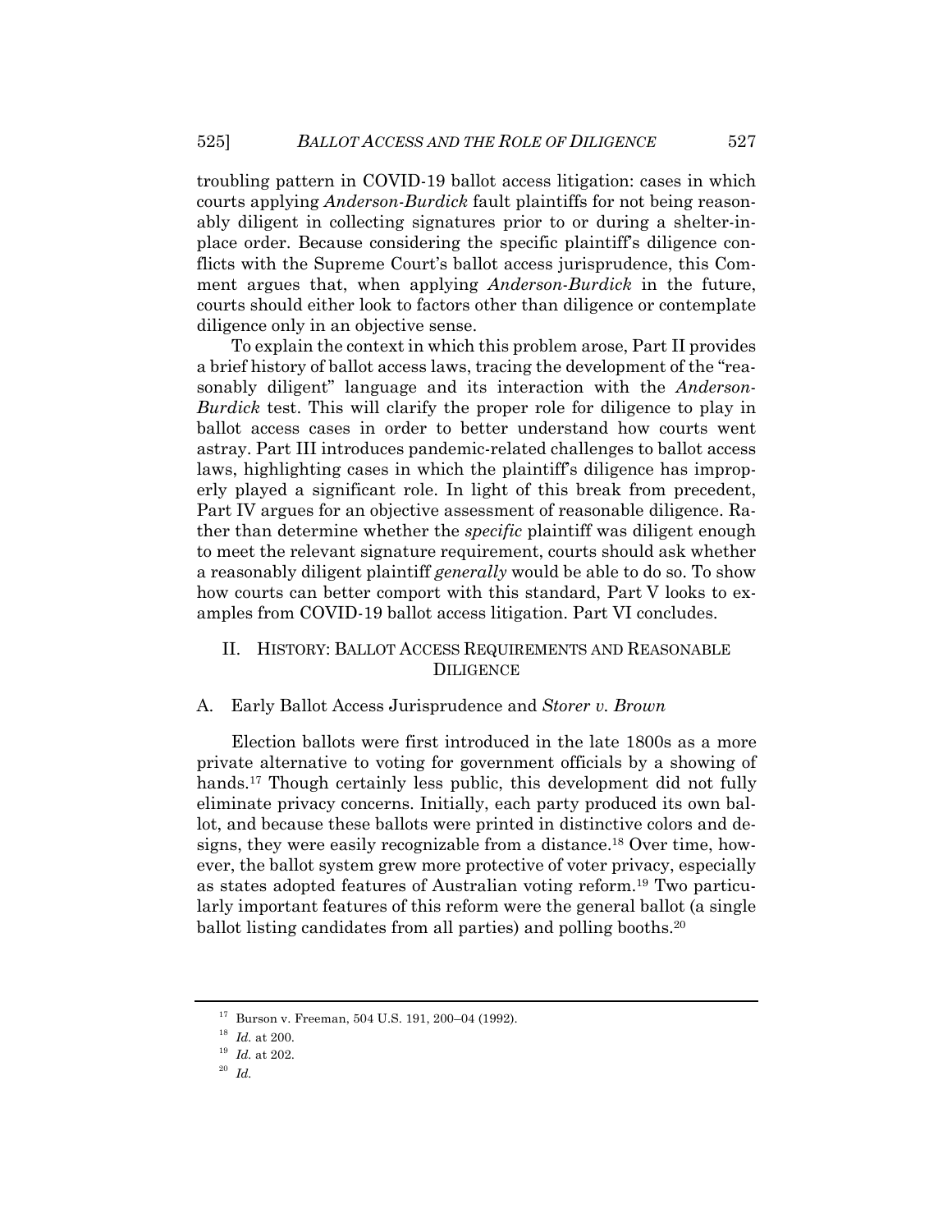troubling pattern in COVID-19 ballot access litigation: cases in which courts applying *Anderson-Burdick* fault plaintiffs for not being reasonably diligent in collecting signatures prior to or during a shelter-in-place order. Because considering the specific plaintiff's diligence conflicts with the Supreme Court's ballot access jurisprudence, this Comment argues that, when applying *Anderson-Burdick* in the future, courts should either look to factors other than diligence or contemplate diligence only in an objective sense.

To explain the context in which this problem arose, Part II provides a brief history of ballot access laws, tracing the development of the "reasonably diligent" language and its interaction with the *Anderson-Burdick* test. This will clarify the proper role for diligence to play in ballot access cases in order to better understand how courts went astray. Part III introduces pandemic-related challenges to ballot access laws, highlighting cases in which the plaintiff's diligence has improperly played a significant role. In light of this break from precedent, Part IV argues for an objective assessment of reasonable diligence. Rather than determine whether the *specific* plaintiff was diligent enough to meet the relevant signature requirement, courts should ask whether a reasonably diligent plaintiff *generally* would be able to do so. To show how courts can better comport with this standard, Part V looks to examples from COVID-19 ballot access litigation. Part VI concludes.

## II. HISTORY: BALLOT ACCESS REQUIREMENTS AND REASONABLE DILIGENCE

### A. Early Ballot Access Jurisprudence and *Storer v. Brown*

Election ballots were first introduced in the late 1800s as a more private alternative to voting for government officials by a showing of hands.[17] Though certainly less public, this development did not fully eliminate privacy concerns. Initially, each party produced its own ballot, and because these ballots were printed in distinctive colors and designs, they were easily recognizable from a distance.[18] Over time, however, the ballot system grew more protective of voter privacy, especially as states adopted features of Australian voting reform.[19] Two particularly important features of this reform were the general ballot (a single ballot listing candidates from all parties) and polling booths.[20]

---

[17] Burson v. Freeman, 504 U.S. 191, 200–04 (1992).

[18] *Id.* at 200.

[19] *Id.* at 202.

[20] *Id.*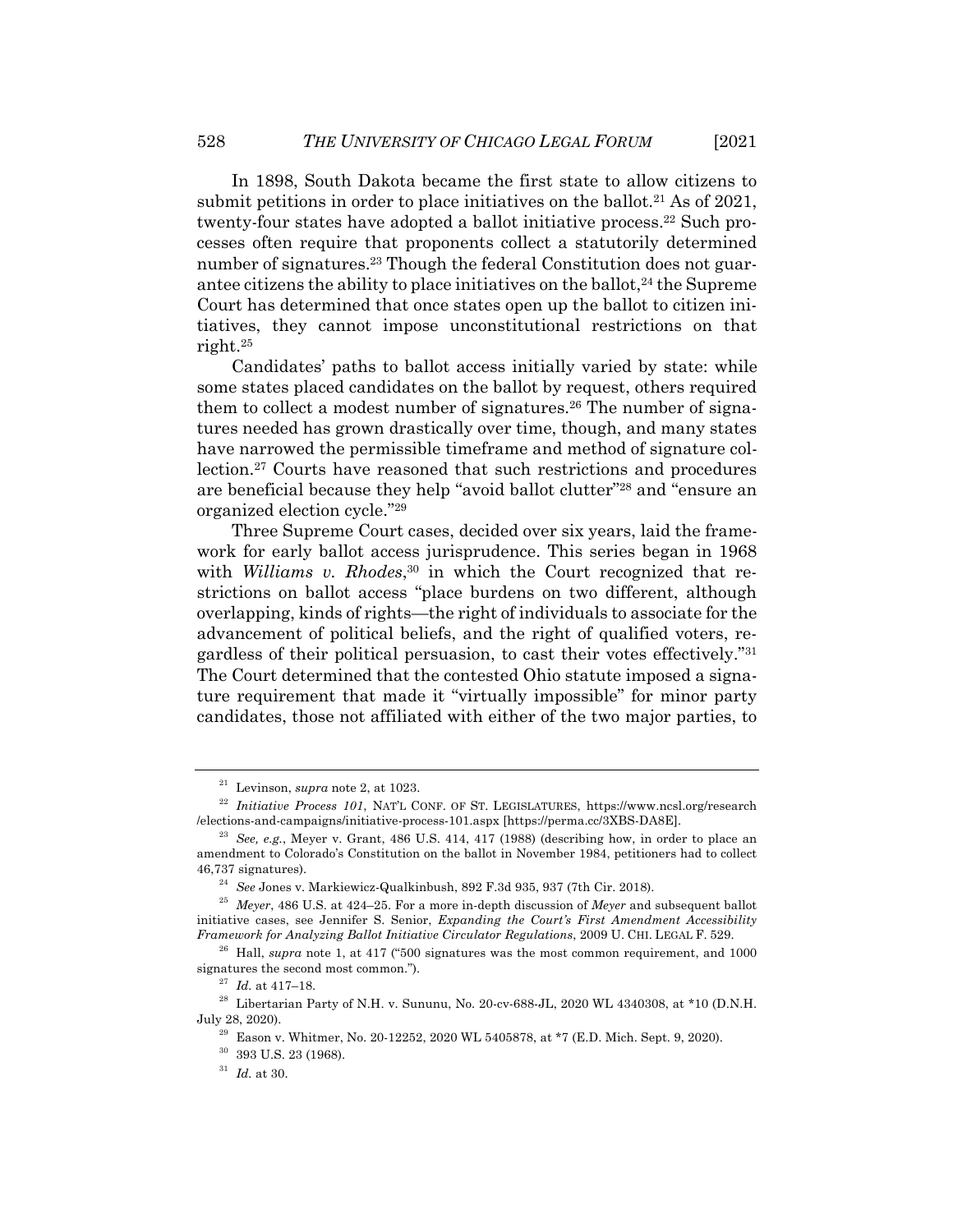In 1898, South Dakota became the first state to allow citizens to submit petitions in order to place initiatives on the ballot.[21] As of 2021, twenty-four states have adopted a ballot initiative process.[22] Such processes often require that proponents collect a statutorily determined number of signatures.[23] Though the federal Constitution does not guarantee citizens the ability to place initiatives on the ballot,[24] the Supreme Court has determined that once states open up the ballot to citizen initiatives, they cannot impose unconstitutional restrictions on that right.[25]

Candidates' paths to ballot access initially varied by state: while some states placed candidates on the ballot by request, others required them to collect a modest number of signatures.[26] The number of signatures needed has grown drastically over time, though, and many states have narrowed the permissible timeframe and method of signature collection.[27] Courts have reasoned that such restrictions and procedures are beneficial because they help "avoid ballot clutter"[28] and "ensure an organized election cycle."[29]

Three Supreme Court cases, decided over six years, laid the framework for early ballot access jurisprudence. This series began in 1968 with *Williams v. Rhodes*,[30] in which the Court recognized that restrictions on ballot access "place burdens on two different, although overlapping, kinds of rights—the right of individuals to associate for the advancement of political beliefs, and the right of qualified voters, regardless of their political persuasion, to cast their votes effectively."[31] The Court determined that the contested Ohio statute imposed a signature requirement that made it "virtually impossible" for minor party candidates, those not affiliated with either of the two major parties, to

---

[21] Levinson, *supra* note 2, at 1023.

[22] *Initiative Process 101*, NAT'L CONF. OF ST. LEGISLATURES, https://www.ncsl.org/research/elections-and-campaigns/initiative-process-101.aspx [https://perma.cc/3XBS-DA8E].

[23] *See, e.g.*, Meyer v. Grant, 486 U.S. 414, 417 (1988) (describing how, in order to place an amendment to Colorado's Constitution on the ballot in November 1984, petitioners had to collect 46,737 signatures).

[24] *See* Jones v. Markiewicz-Qualkinbush, 892 F.3d 935, 937 (7th Cir. 2018).

[25] *Meyer*, 486 U.S. at 424–25. For a more in-depth discussion of *Meyer* and subsequent ballot initiative cases, see Jennifer S. Senior, *Expanding the Court's First Amendment Accessibility Framework for Analyzing Ballot Initiative Circulator Regulations*, 2009 U. CHI. LEGAL F. 529.

[26] Hall, *supra* note 1, at 417 ("500 signatures was the most common requirement, and 1000 signatures the second most common.").

[27] *Id.* at 417–18.

[28] Libertarian Party of N.H. v. Sununu, No. 20-cv-688-JL, 2020 WL 4340308, at *10 (D.N.H. July 28, 2020).

[29] Eason v. Whitmer, No. 20-12252, 2020 WL 5405878, at *7 (E.D. Mich. Sept. 9, 2020).

[30] 393 U.S. 23 (1968).

[31] *Id.* at 30.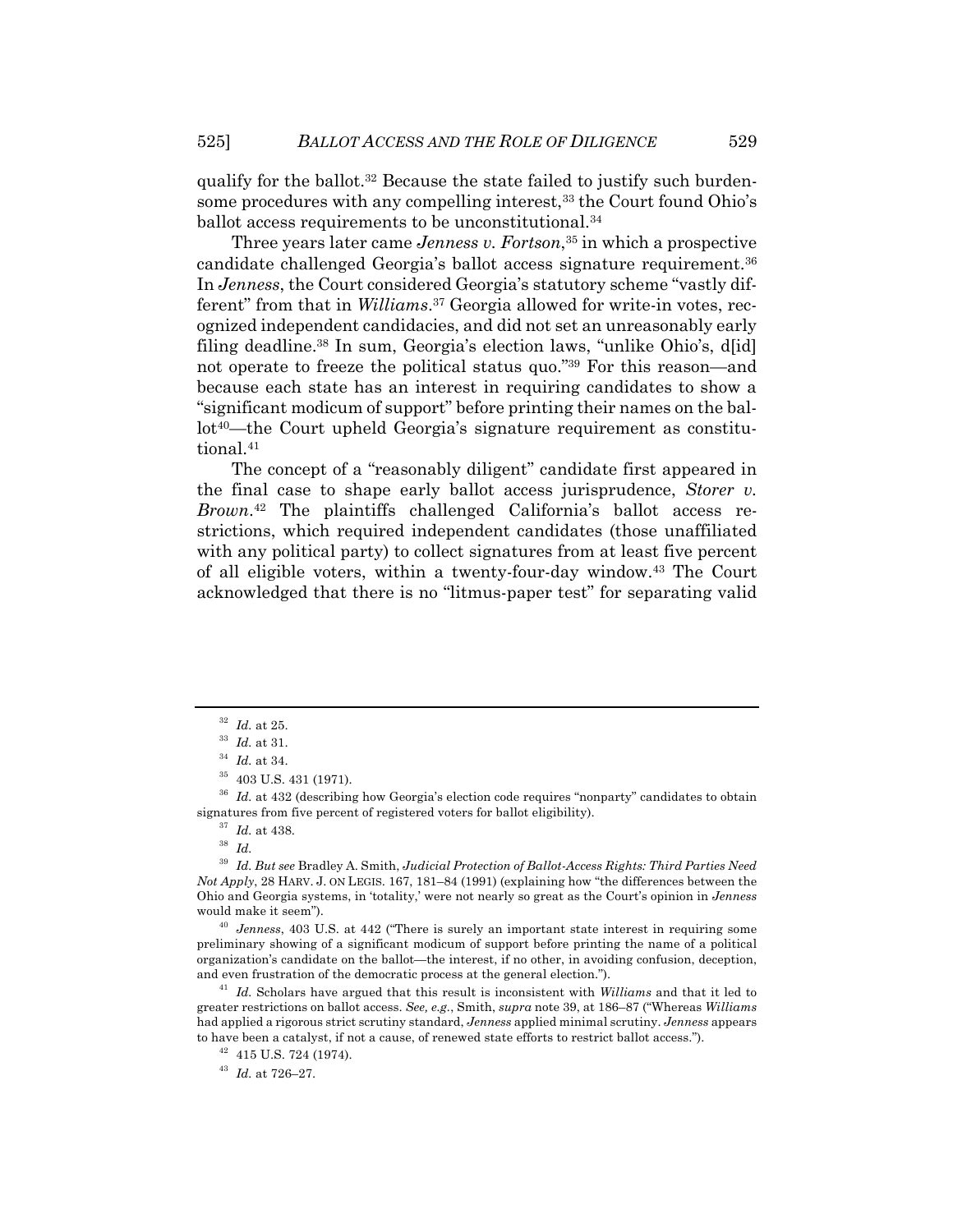qualify for the ballot.[32] Because the state failed to justify such burdensome procedures with any compelling interest,[33] the Court found Ohio's ballot access requirements to be unconstitutional.[34]

Three years later came *Jenness v. Fortson*,[35] in which a prospective candidate challenged Georgia's ballot access signature requirement.[36] In *Jenness*, the Court considered Georgia's statutory scheme "vastly different" from that in *Williams*.[37] Georgia allowed for write-in votes, recognized independent candidacies, and did not set an unreasonably early filing deadline.[38] In sum, Georgia's election laws, "unlike Ohio's, d[id] not operate to freeze the political status quo."[39] For this reason—and because each state has an interest in requiring candidates to show a "significant modicum of support" before printing their names on the ballot[40]—the Court upheld Georgia's signature requirement as constitutional.[41]

The concept of a "reasonably diligent" candidate first appeared in the final case to shape early ballot access jurisprudence, *Storer v. Brown*.[42] The plaintiffs challenged California's ballot access restrictions, which required independent candidates (those unaffiliated with any political party) to collect signatures from at least five percent of all eligible voters, within a twenty-four-day window.[43] The Court acknowledged that there is no "litmus-paper test" for separating valid

---

[32] *Id.* at 25.

[33] *Id.* at 31.

[34] *Id.* at 34.

[35] 403 U.S. 431 (1971).

[36] *Id.* at 432 (describing how Georgia's election code requires "nonparty" candidates to obtain signatures from five percent of registered voters for ballot eligibility).

[37] *Id.* at 438.

[38] *Id.*

[39] *Id. But see* Bradley A. Smith, *Judicial Protection of Ballot-Access Rights: Third Parties Need Not Apply*, 28 HARV. J. ON LEGIS. 167, 181–84 (1991) (explaining how "the differences between the Ohio and Georgia systems, in 'totality,' were not nearly so great as the Court's opinion in *Jenness* would make it seem").

[40] *Jenness*, 403 U.S. at 442 ("There is surely an important state interest in requiring some preliminary showing of a significant modicum of support before printing the name of a political organization's candidate on the ballot—the interest, if no other, in avoiding confusion, deception, and even frustration of the democratic process at the general election.").

[41] *Id.* Scholars have argued that this result is inconsistent with *Williams* and that it led to greater restrictions on ballot access. *See, e.g.*, Smith, *supra* note 39, at 186–87 ("Whereas *Williams* had applied a rigorous strict scrutiny standard, *Jenness* applied minimal scrutiny. *Jenness* appears to have been a catalyst, if not a cause, of renewed state efforts to restrict ballot access.").

[42] 415 U.S. 724 (1974).

[43] *Id.* at 726–27.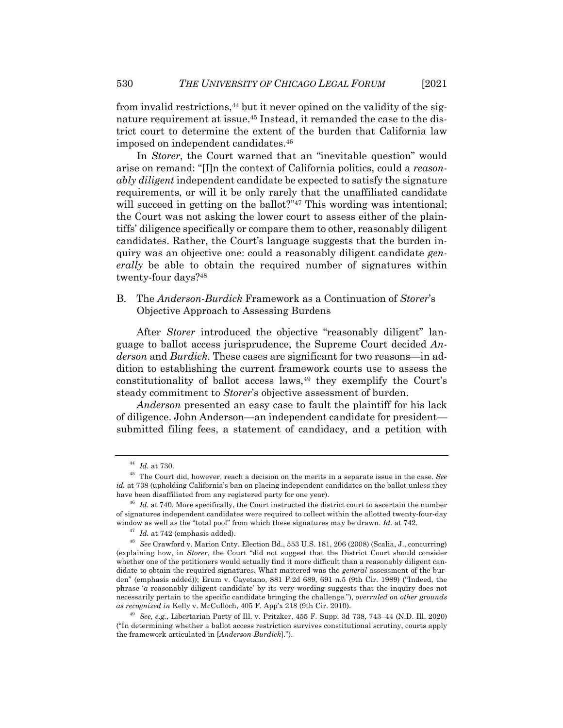from invalid restrictions,[44] but it never opined on the validity of the signature requirement at issue.[45] Instead, it remanded the case to the district court to determine the extent of the burden that California law imposed on independent candidates.[46]

In *Storer*, the Court warned that an "inevitable question" would arise on remand: "[I]n the context of California politics, could a *reasonably diligent* independent candidate be expected to satisfy the signature requirements, or will it be only rarely that the unaffiliated candidate will succeed in getting on the ballot?"[47] This wording was intentional; the Court was not asking the lower court to assess either of the plaintiffs' diligence specifically or compare them to other, reasonably diligent candidates. Rather, the Court's language suggests that the burden inquiry was an objective one: could a reasonably diligent candidate *generally* be able to obtain the required number of signatures within twenty-four days?[48]

### B. The *Anderson-Burdick* Framework as a Continuation of *Storer*'s Objective Approach to Assessing Burdens

After *Storer* introduced the objective "reasonably diligent" language to ballot access jurisprudence, the Supreme Court decided *Anderson* and *Burdick*. These cases are significant for two reasons—in addition to establishing the current framework courts use to assess the constitutionality of ballot access laws,[49] they exemplify the Court's steady commitment to *Storer*'s objective assessment of burden.

*Anderson* presented an easy case to fault the plaintiff for his lack of diligence. John Anderson—an independent candidate for president—submitted filing fees, a statement of candidacy, and a petition with

---

[44] *Id.* at 730.

[45] The Court did, however, reach a decision on the merits in a separate issue in the case. *See id.* at 738 (upholding California's ban on placing independent candidates on the ballot unless they have been disaffiliated from any registered party for one year).

[46] *Id.* at 740. More specifically, the Court instructed the district court to ascertain the number of signatures independent candidates were required to collect within the allotted twenty-four-day window as well as the "total pool" from which these signatures may be drawn. *Id.* at 742.

[47] *Id.* at 742 (emphasis added).

[48] *See* Crawford v. Marion Cnty. Election Bd., 553 U.S. 181, 206 (2008) (Scalia, J., concurring) (explaining how, in *Storer*, the Court "did not suggest that the District Court should consider whether one of the petitioners would actually find it more difficult than a reasonably diligent candidate to obtain the required signatures. What mattered was the *general* assessment of the burden" (emphasis added)); Erum v. Cayetano, 881 F.2d 689, 691 n.5 (9th Cir. 1989) ("Indeed, the phrase '*a* reasonably diligent candidate' by its very wording suggests that the inquiry does not necessarily pertain to the specific candidate bringing the challenge."), *overruled on other grounds as recognized in* Kelly v. McCulloch, 405 F. App'x 218 (9th Cir. 2010).

[49] *See, e.g.*, Libertarian Party of Ill. v. Pritzker, 455 F. Supp. 3d 738, 743–44 (N.D. Ill. 2020) ("In determining whether a ballot access restriction survives constitutional scrutiny, courts apply the framework articulated in [*Anderson-Burdick*].").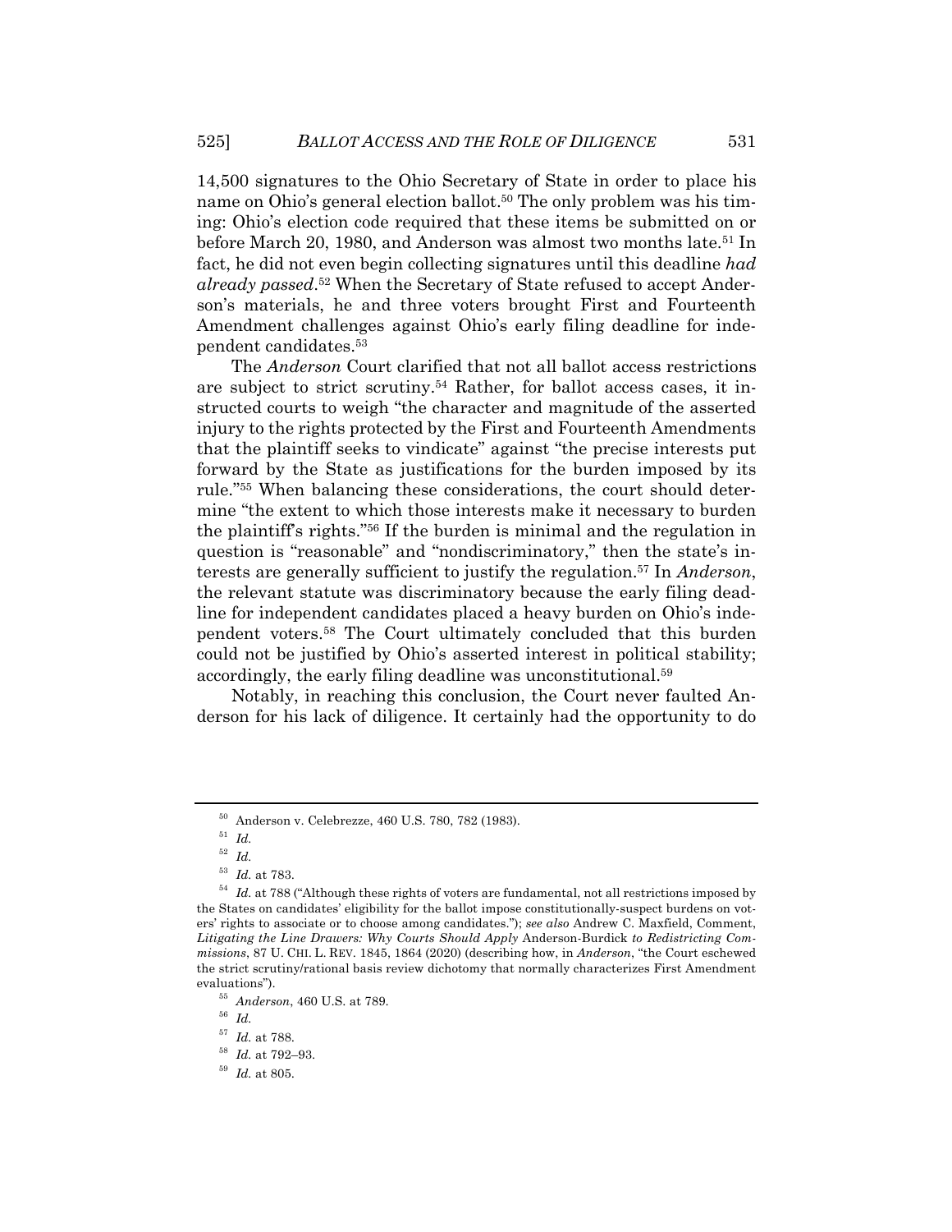14,500 signatures to the Ohio Secretary of State in order to place his name on Ohio's general election ballot.[50] The only problem was his timing: Ohio's election code required that these items be submitted on or before March 20, 1980, and Anderson was almost two months late.[51] In fact, he did not even begin collecting signatures until this deadline *had already passed*.[52] When the Secretary of State refused to accept Anderson's materials, he and three voters brought First and Fourteenth Amendment challenges against Ohio's early filing deadline for independent candidates.[53]

The *Anderson* Court clarified that not all ballot access restrictions are subject to strict scrutiny.[54] Rather, for ballot access cases, it instructed courts to weigh "the character and magnitude of the asserted injury to the rights protected by the First and Fourteenth Amendments that the plaintiff seeks to vindicate" against "the precise interests put forward by the State as justifications for the burden imposed by its rule."[55] When balancing these considerations, the court should determine "the extent to which those interests make it necessary to burden the plaintiff's rights."[56] If the burden is minimal and the regulation in question is "reasonable" and "nondiscriminatory," then the state's interests are generally sufficient to justify the regulation.[57] In *Anderson*, the relevant statute was discriminatory because the early filing deadline for independent candidates placed a heavy burden on Ohio's independent voters.[58] The Court ultimately concluded that this burden could not be justified by Ohio's asserted interest in political stability; accordingly, the early filing deadline was unconstitutional.[59]

Notably, in reaching this conclusion, the Court never faulted Anderson for his lack of diligence. It certainly had the opportunity to do

---

[50] Anderson v. Celebrezze, 460 U.S. 780, 782 (1983).

[51] *Id.*

[52] *Id.*

[53] *Id.* at 783.

[54] *Id.* at 788 ("Although these rights of voters are fundamental, not all restrictions imposed by the States on candidates' eligibility for the ballot impose constitutionally-suspect burdens on voters' rights to associate or to choose among candidates."); *see also* Andrew C. Maxfield, Comment, *Litigating the Line Drawers: Why Courts Should Apply* Anderson-Burdick *to Redistricting Commissions*, 87 U. CHI. L. REV. 1845, 1864 (2020) (describing how, in *Anderson*, "the Court eschewed the strict scrutiny/rational basis review dichotomy that normally characterizes First Amendment evaluations").

[55] *Anderson*, 460 U.S. at 789.

[56] *Id.*

[57] *Id.* at 788.

[58] *Id.* at 792–93.

[59] *Id.* at 805.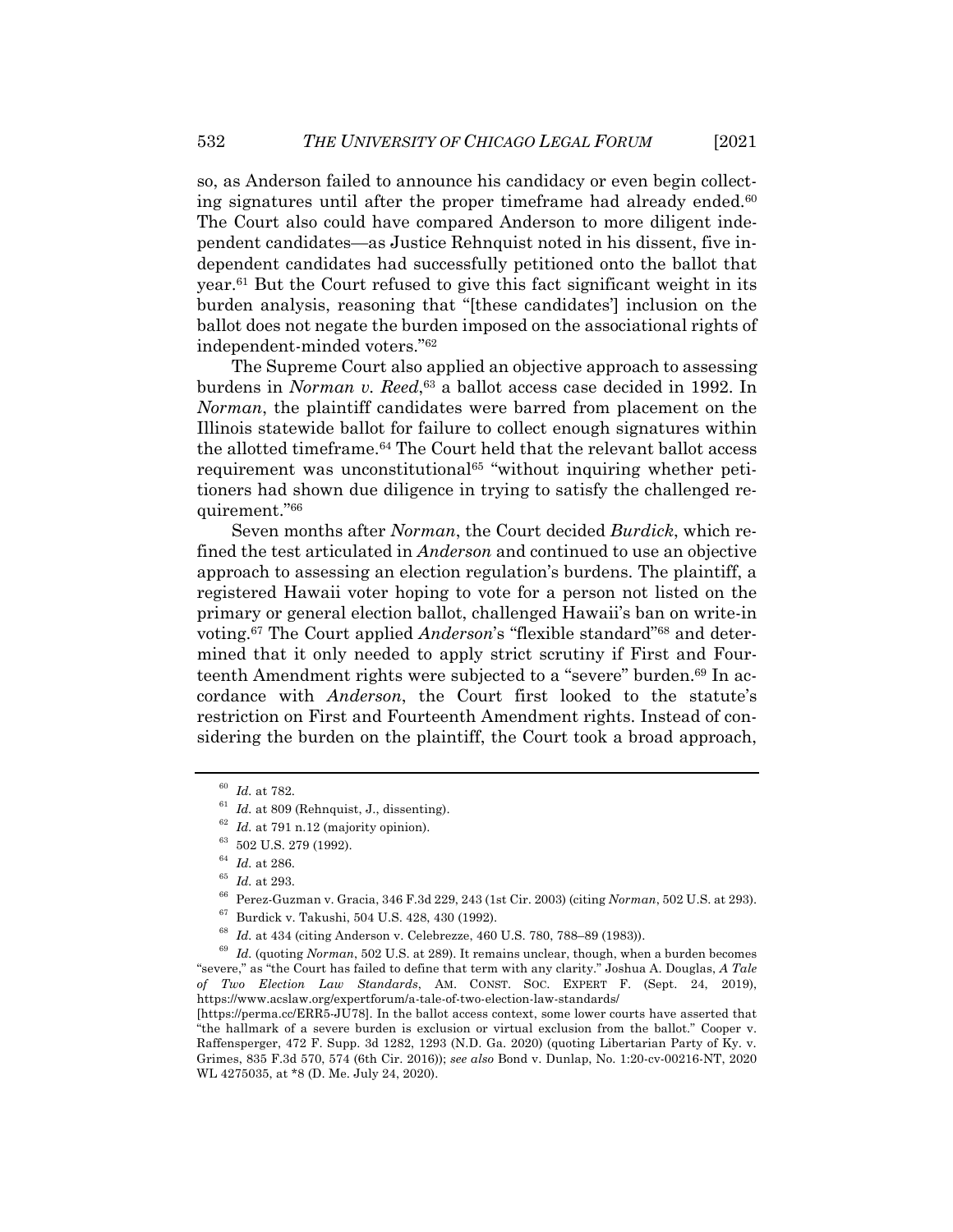so, as Anderson failed to announce his candidacy or even begin collecting signatures until after the proper timeframe had already ended.[60] The Court also could have compared Anderson to more diligent independent candidates—as Justice Rehnquist noted in his dissent, five independent candidates had successfully petitioned onto the ballot that year.[61] But the Court refused to give this fact significant weight in its burden analysis, reasoning that "[these candidates'] inclusion on the ballot does not negate the burden imposed on the associational rights of independent-minded voters."[62]

The Supreme Court also applied an objective approach to assessing burdens in *Norman v. Reed*,[63] a ballot access case decided in 1992. In *Norman*, the plaintiff candidates were barred from placement on the Illinois statewide ballot for failure to collect enough signatures within the allotted timeframe.[64] The Court held that the relevant ballot access requirement was unconstitutional[65] "without inquiring whether petitioners had shown due diligence in trying to satisfy the challenged requirement."[66]

Seven months after *Norman*, the Court decided *Burdick*, which refined the test articulated in *Anderson* and continued to use an objective approach to assessing an election regulation's burdens. The plaintiff, a registered Hawaii voter hoping to vote for a person not listed on the primary or general election ballot, challenged Hawaii's ban on write-in voting.[67] The Court applied *Anderson*'s "flexible standard"[68] and determined that it only needed to apply strict scrutiny if First and Fourteenth Amendment rights were subjected to a "severe" burden.[69] In accordance with *Anderson*, the Court first looked to the statute's restriction on First and Fourteenth Amendment rights. Instead of considering the burden on the plaintiff, the Court took a broad approach,

---

[60] *Id.* at 782.

[61] *Id.* at 809 (Rehnquist, J., dissenting).

[62] *Id.* at 791 n.12 (majority opinion).

[63] 502 U.S. 279 (1992).

[64] *Id.* at 286.

[65] *Id.* at 293.

[66] Perez-Guzman v. Gracia, 346 F.3d 229, 243 (1st Cir. 2003) (citing *Norman*, 502 U.S. at 293).

[67] Burdick v. Takushi, 504 U.S. 428, 430 (1992).

[68] *Id.* at 434 (citing Anderson v. Celebrezze, 460 U.S. 780, 788–89 (1983)).

[69] *Id.* (quoting *Norman*, 502 U.S. at 289). It remains unclear, though, when a burden becomes "severe," as "the Court has failed to define that term with any clarity." Joshua A. Douglas, *A Tale of Two Election Law Standards*, AM. CONST. SOC. EXPERT F. (Sept. 24, 2019), https://www.acslaw.org/expertforum/a-tale-of-two-election-law-standards/ [https://perma.cc/ERR5-JU78]. In the ballot access context, some lower courts have asserted that "the hallmark of a severe burden is exclusion or virtual exclusion from the ballot." Cooper v. Raffensperger, 472 F. Supp. 3d 1282, 1293 (N.D. Ga. 2020) (quoting Libertarian Party of Ky. v. Grimes, 835 F.3d 570, 574 (6th Cir. 2016)); *see also* Bond v. Dunlap, No. 1:20-cv-00216-NT, 2020 WL 4275035, at *8 (D. Me. July 24, 2020).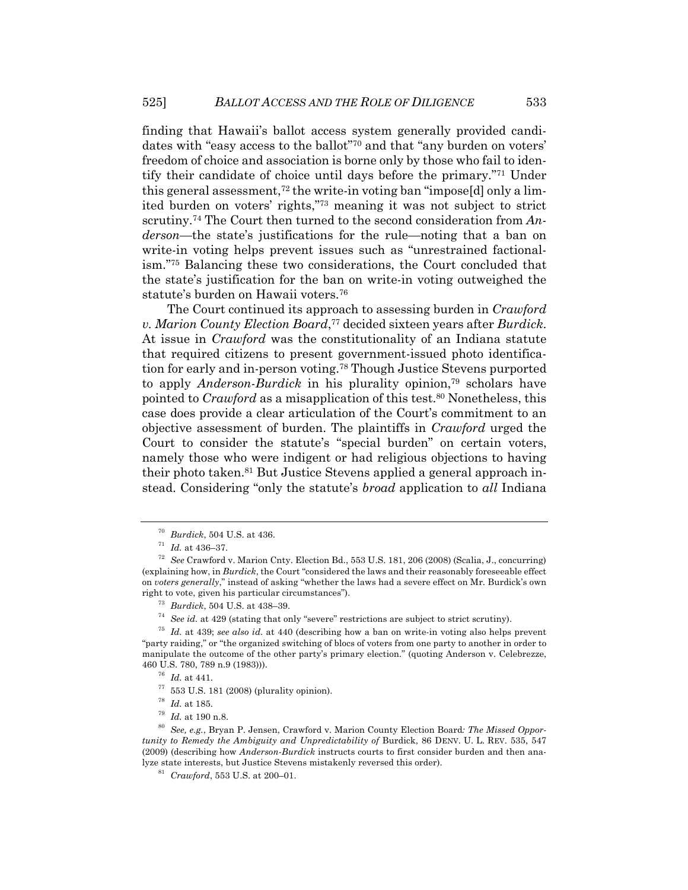finding that Hawaii's ballot access system generally provided candidates with "easy access to the ballot"[70] and that "any burden on voters' freedom of choice and association is borne only by those who fail to identify their candidate of choice until days before the primary."[71] Under this general assessment,[72] the write-in voting ban "impose[d] only a limited burden on voters' rights,"[73] meaning it was not subject to strict scrutiny.[74] The Court then turned to the second consideration from *Anderson*—the state's justifications for the rule—noting that a ban on write-in voting helps prevent issues such as "unrestrained factionalism."[75] Balancing these two considerations, the Court concluded that the state's justification for the ban on write-in voting outweighed the statute's burden on Hawaii voters.[76]

The Court continued its approach to assessing burden in *Crawford v. Marion County Election Board*,[77] decided sixteen years after *Burdick*. At issue in *Crawford* was the constitutionality of an Indiana statute that required citizens to present government-issued photo identification for early and in-person voting.[78] Though Justice Stevens purported to apply *Anderson-Burdick* in his plurality opinion,[79] scholars have pointed to *Crawford* as a misapplication of this test.[80] Nonetheless, this case does provide a clear articulation of the Court's commitment to an objective assessment of burden. The plaintiffs in *Crawford* urged the Court to consider the statute's "special burden" on certain voters, namely those who were indigent or had religious objections to having their photo taken.[81] But Justice Stevens applied a general approach instead. Considering "only the statute's *broad* application to *all* Indiana

---

[70] *Burdick*, 504 U.S. at 436.

[71] *Id.* at 436–37.

[72] *See* Crawford v. Marion Cnty. Election Bd., 553 U.S. 181, 206 (2008) (Scalia, J., concurring) (explaining how, in *Burdick*, the Court "considered the laws and their reasonably foreseeable effect on *voters generally*," instead of asking "whether the laws had a severe effect on Mr. Burdick's own right to vote, given his particular circumstances").

[73] *Burdick*, 504 U.S. at 438–39.

[74] *See id.* at 429 (stating that only "severe" restrictions are subject to strict scrutiny).

[75] *Id.* at 439; *see also id.* at 440 (describing how a ban on write-in voting also helps prevent "party raiding," or "the organized switching of blocs of voters from one party to another in order to manipulate the outcome of the other party's primary election." (quoting Anderson v. Celebrezze, 460 U.S. 780, 789 n.9 (1983))).

[76] *Id.* at 441.

[77] 553 U.S. 181 (2008) (plurality opinion).

[78] *Id.* at 185.

[79] *Id.* at 190 n.8.

[80] *See, e.g.*, Bryan P. Jensen, Crawford v. Marion County Election Board*: The Missed Opportunity to Remedy the Ambiguity and Unpredictability of* Burdick, 86 DENV. U. L. REV. 535, 547 (2009) (describing how *Anderson-Burdick* instructs courts to first consider burden and then analyze state interests, but Justice Stevens mistakenly reversed this order).

[81] *Crawford*, 553 U.S. at 200–01.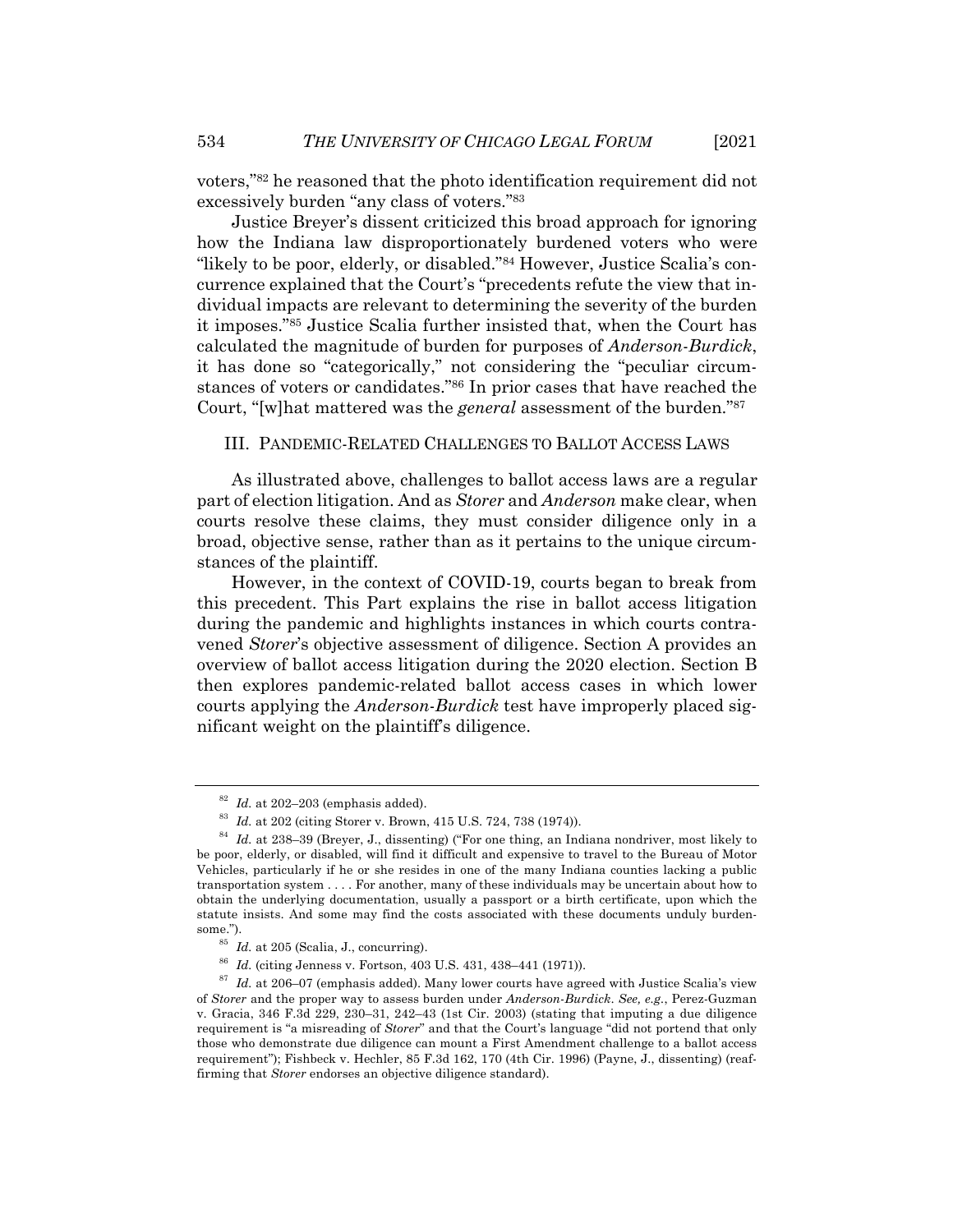voters,"[82] he reasoned that the photo identification requirement did not excessively burden "any class of voters."[83]

Justice Breyer's dissent criticized this broad approach for ignoring how the Indiana law disproportionately burdened voters who were "likely to be poor, elderly, or disabled."[84] However, Justice Scalia's concurrence explained that the Court's "precedents refute the view that individual impacts are relevant to determining the severity of the burden it imposes."[85] Justice Scalia further insisted that, when the Court has calculated the magnitude of burden for purposes of *Anderson-Burdick*, it has done so "categorically," not considering the "peculiar circumstances of voters or candidates."[86] In prior cases that have reached the Court, "[w]hat mattered was the *general* assessment of the burden."[87]

## III. PANDEMIC-RELATED CHALLENGES TO BALLOT ACCESS LAWS

As illustrated above, challenges to ballot access laws are a regular part of election litigation. And as *Storer* and *Anderson* make clear, when courts resolve these claims, they must consider diligence only in a broad, objective sense, rather than as it pertains to the unique circumstances of the plaintiff.

However, in the context of COVID-19, courts began to break from this precedent. This Part explains the rise in ballot access litigation during the pandemic and highlights instances in which courts contravened *Storer*'s objective assessment of diligence. Section A provides an overview of ballot access litigation during the 2020 election. Section B then explores pandemic-related ballot access cases in which lower courts applying the *Anderson-Burdick* test have improperly placed significant weight on the plaintiff's diligence.

---

[82] *Id.* at 202–203 (emphasis added).

[83] *Id.* at 202 (citing Storer v. Brown, 415 U.S. 724, 738 (1974)).

[84] *Id.* at 238–39 (Breyer, J., dissenting) ("For one thing, an Indiana nondriver, most likely to be poor, elderly, or disabled, will find it difficult and expensive to travel to the Bureau of Motor Vehicles, particularly if he or she resides in one of the many Indiana counties lacking a public transportation system . . . . For another, many of these individuals may be uncertain about how to obtain the underlying documentation, usually a passport or a birth certificate, upon which the statute insists. And some may find the costs associated with these documents unduly burdensome.").

[85] *Id.* at 205 (Scalia, J., concurring).

[86] *Id.* (citing Jenness v. Fortson, 403 U.S. 431, 438–441 (1971)).

[87] *Id.* at 206–07 (emphasis added). Many lower courts have agreed with Justice Scalia's view of *Storer* and the proper way to assess burden under *Anderson-Burdick*. *See, e.g.*, Perez-Guzman v. Gracia, 346 F.3d 229, 230–31, 242–43 (1st Cir. 2003) (stating that imputing a due diligence requirement is "a misreading of *Storer*" and that the Court's language "did not portend that only those who demonstrate due diligence can mount a First Amendment challenge to a ballot access requirement"); Fishbeck v. Hechler, 85 F.3d 162, 170 (4th Cir. 1996) (Payne, J., dissenting) (reaffirming that *Storer* endorses an objective diligence standard).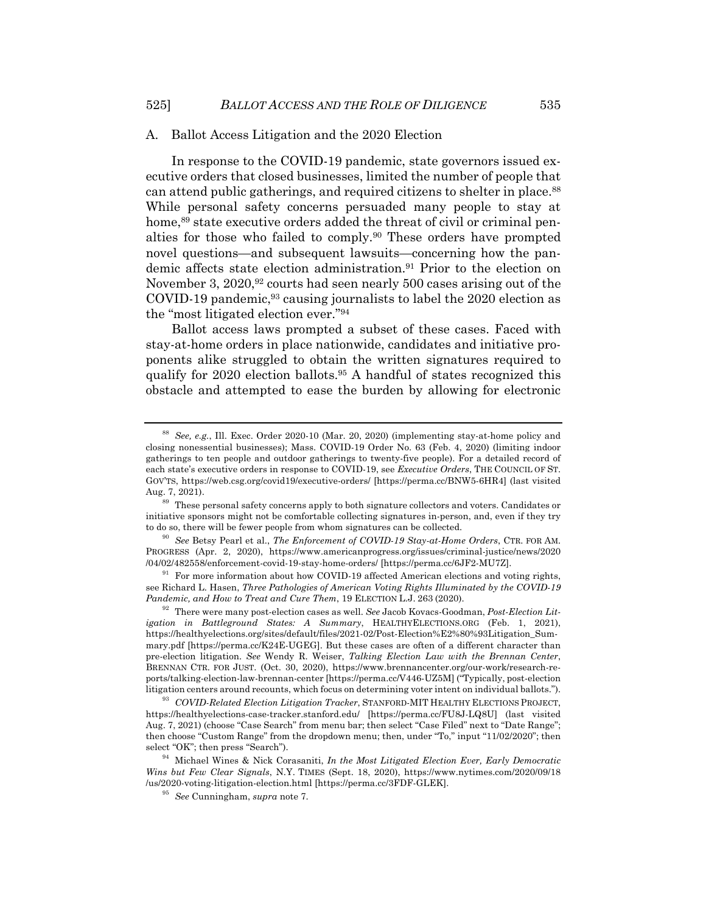### A. Ballot Access Litigation and the 2020 Election

In response to the COVID-19 pandemic, state governors issued executive orders that closed businesses, limited the number of people that can attend public gatherings, and required citizens to shelter in place.[88] While personal safety concerns persuaded many people to stay at home,[89] state executive orders added the threat of civil or criminal penalties for those who failed to comply.[90] These orders have prompted novel questions—and subsequent lawsuits—concerning how the pandemic affects state election administration.[91] Prior to the election on November 3, 2020,[92] courts had seen nearly 500 cases arising out of the COVID-19 pandemic,[93] causing journalists to label the 2020 election as the "most litigated election ever."[94]

Ballot access laws prompted a subset of these cases. Faced with stay-at-home orders in place nationwide, candidates and initiative proponents alike struggled to obtain the written signatures required to qualify for 2020 election ballots.[95] A handful of states recognized this obstacle and attempted to ease the burden by allowing for electronic

---

[88] *See, e.g.*, Ill. Exec. Order 2020-10 (Mar. 20, 2020) (implementing stay-at-home policy and closing nonessential businesses); Mass. COVID-19 Order No. 63 (Feb. 4, 2020) (limiting indoor gatherings to ten people and outdoor gatherings to twenty-five people). For a detailed record of each state's executive orders in response to COVID-19, see *Executive Orders*, THE COUNCIL OF ST. GOV'TS, https://web.csg.org/covid19/executive-orders/ [https://perma.cc/BNW5-6HR4] (last visited Aug. 7, 2021).

[89] These personal safety concerns apply to both signature collectors and voters. Candidates or initiative sponsors might not be comfortable collecting signatures in-person, and, even if they try to do so, there will be fewer people from whom signatures can be collected.

[90] *See* Betsy Pearl et al., *The Enforcement of COVID-19 Stay-at-Home Orders*, CTR. FOR AM. PROGRESS (Apr. 2, 2020), https://www.americanprogress.org/issues/criminal-justice/news/2020/04/02/482558/enforcement-covid-19-stay-home-orders/ [https://perma.cc/6JF2-MU7Z].

[91] For more information about how COVID-19 affected American elections and voting rights, see Richard L. Hasen, *Three Pathologies of American Voting Rights Illuminated by the COVID-19 Pandemic, and How to Treat and Cure Them*, 19 ELECTION L.J. 263 (2020).

[92] There were many post-election cases as well. *See* Jacob Kovacs-Goodman, *Post-Election Litigation in Battleground States: A Summary*, HEALTHYELECTIONS.ORG (Feb. 1, 2021), https://healthyelections.org/sites/default/files/2021-02/Post-Election%E2%80%93Litigation_Summary.pdf [https://perma.cc/K24E-UGEG]. But these cases are often of a different character than pre-election litigation. *See* Wendy R. Weiser, *Talking Election Law with the Brennan Center*, BRENNAN CTR. FOR JUST. (Oct. 30, 2020), https://www.brennancenter.org/our-work/research-reports/talking-election-law-brennan-center [https://perma.cc/V446-UZ5M] ("Typically, post-election litigation centers around recounts, which focus on determining voter intent on individual ballots.").

[93] *COVID-Related Election Litigation Tracker*, STANFORD-MIT HEALTHY ELECTIONS PROJECT, https://healthyelections-case-tracker.stanford.edu/ [https://perma.cc/FU8J-LQ8U] (last visited Aug. 7, 2021) (choose "Case Search" from menu bar; then select "Case Filed" next to "Date Range"; then choose "Custom Range" from the dropdown menu; then, under "To," input "11/02/2020"; then select "OK"; then press "Search").

[94] Michael Wines & Nick Corasaniti, *In the Most Litigated Election Ever, Early Democratic Wins but Few Clear Signals*, N.Y. TIMES (Sept. 18, 2020), https://www.nytimes.com/2020/09/18/us/2020-voting-litigation-election.html [https://perma.cc/3FDF-GLEK].

[95] *See* Cunningham, *supra* note 7.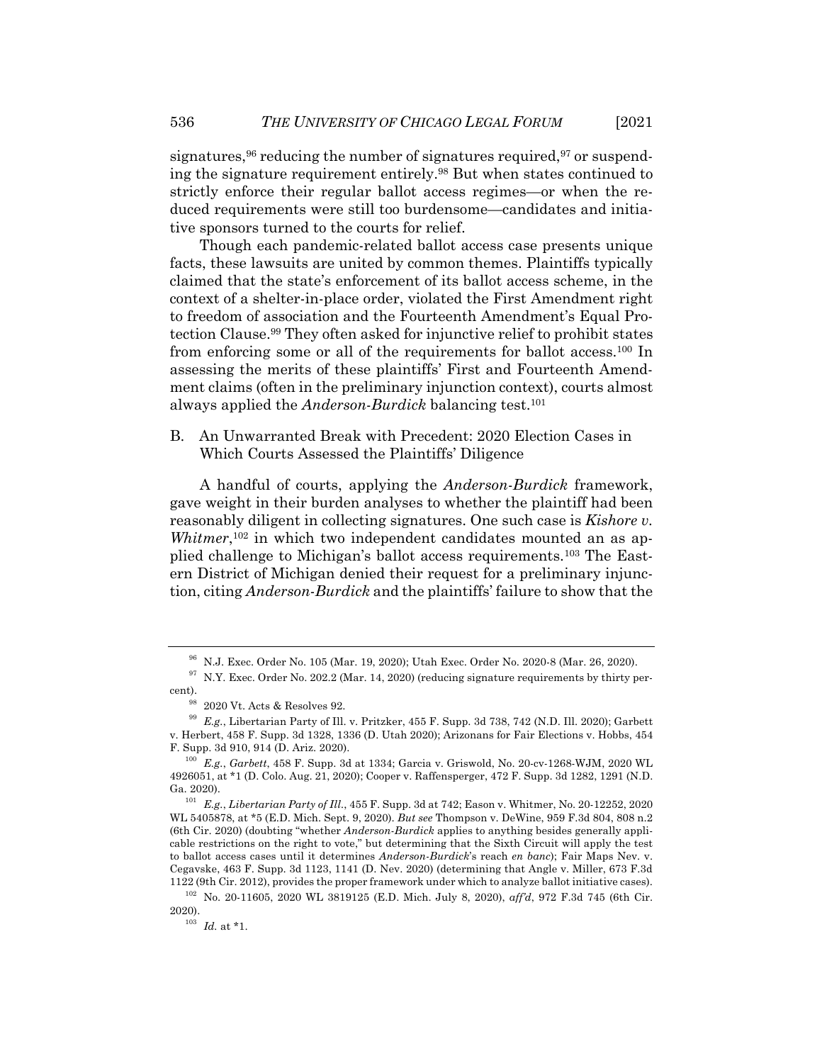signatures,[96] reducing the number of signatures required,[97] or suspending the signature requirement entirely.[98] But when states continued to strictly enforce their regular ballot access regimes—or when the reduced requirements were still too burdensome—candidates and initiative sponsors turned to the courts for relief.

Though each pandemic-related ballot access case presents unique facts, these lawsuits are united by common themes. Plaintiffs typically claimed that the state's enforcement of its ballot access scheme, in the context of a shelter-in-place order, violated the First Amendment right to freedom of association and the Fourteenth Amendment's Equal Protection Clause.[99] They often asked for injunctive relief to prohibit states from enforcing some or all of the requirements for ballot access.[100] In assessing the merits of these plaintiffs' First and Fourteenth Amendment claims (often in the preliminary injunction context), courts almost always applied the *Anderson-Burdick* balancing test.[101]

### B. An Unwarranted Break with Precedent: 2020 Election Cases in Which Courts Assessed the Plaintiffs' Diligence

A handful of courts, applying the *Anderson-Burdick* framework, gave weight in their burden analyses to whether the plaintiff had been reasonably diligent in collecting signatures. One such case is *Kishore v. Whitmer*,[102] in which two independent candidates mounted an as applied challenge to Michigan's ballot access requirements.[103] The Eastern District of Michigan denied their request for a preliminary injunction, citing *Anderson-Burdick* and the plaintiffs' failure to show that the

---

[96] N.J. Exec. Order No. 105 (Mar. 19, 2020); Utah Exec. Order No. 2020-8 (Mar. 26, 2020).

[97] N.Y. Exec. Order No. 202.2 (Mar. 14, 2020) (reducing signature requirements by thirty percent).

[98] 2020 Vt. Acts & Resolves 92.

[99] *E.g.*, Libertarian Party of Ill. v. Pritzker, 455 F. Supp. 3d 738, 742 (N.D. Ill. 2020); Garbett v. Herbert, 458 F. Supp. 3d 1328, 1336 (D. Utah 2020); Arizonans for Fair Elections v. Hobbs, 454 F. Supp. 3d 910, 914 (D. Ariz. 2020).

[100] *E.g.*, *Garbett*, 458 F. Supp. 3d at 1334; Garcia v. Griswold, No. 20-cv-1268-WJM, 2020 WL 4926051, at *1 (D. Colo. Aug. 21, 2020); Cooper v. Raffensperger, 472 F. Supp. 3d 1282, 1291 (N.D. Ga. 2020).

[101] *E.g.*, *Libertarian Party of Ill.*, 455 F. Supp. 3d at 742; Eason v. Whitmer, No. 20-12252, 2020 WL 5405878, at *5 (E.D. Mich. Sept. 9, 2020). *But see* Thompson v. DeWine, 959 F.3d 804, 808 n.2 (6th Cir. 2020) (doubting "whether *Anderson-Burdick* applies to anything besides generally applicable restrictions on the right to vote," but determining that the Sixth Circuit will apply the test to ballot access cases until it determines *Anderson-Burdick*'s reach *en banc*); Fair Maps Nev. v. Cegavske, 463 F. Supp. 3d 1123, 1141 (D. Nev. 2020) (determining that Angle v. Miller, 673 F.3d 1122 (9th Cir. 2012), provides the proper framework under which to analyze ballot initiative cases).

[102] No. 20-11605, 2020 WL 3819125 (E.D. Mich. July 8, 2020), *aff'd*, 972 F.3d 745 (6th Cir. 2020).

[103] *Id.* at *1.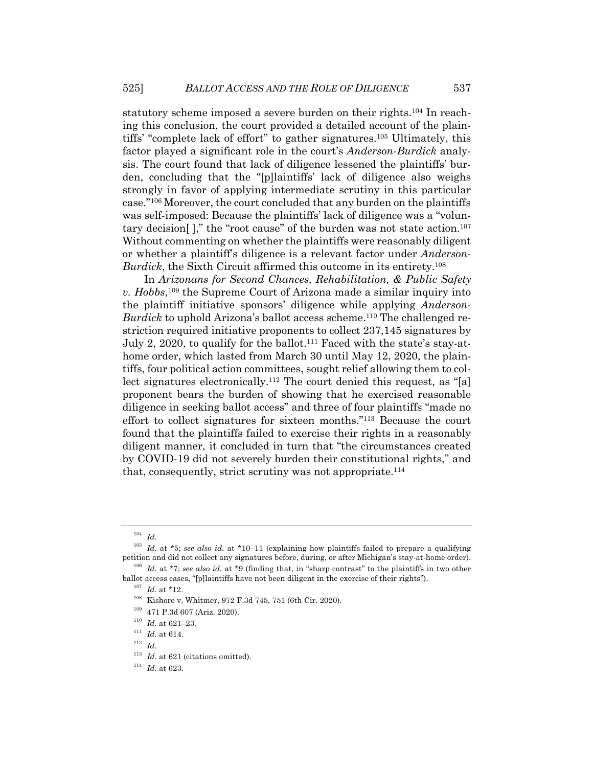statutory scheme imposed a severe burden on their rights.[104] In reaching this conclusion, the court provided a detailed account of the plaintiffs' "complete lack of effort" to gather signatures.[105] Ultimately, this factor played a significant role in the court's *Anderson-Burdick* analysis. The court found that lack of diligence lessened the plaintiffs' burden, concluding that the "[p]laintiffs' lack of diligence also weighs strongly in favor of applying intermediate scrutiny in this particular case."[106] Moreover, the court concluded that any burden on the plaintiffs was self-imposed: Because the plaintiffs' lack of diligence was a "voluntary decision[ ]," the "root cause" of the burden was not state action.[107] Without commenting on whether the plaintiffs were reasonably diligent or whether a plaintiff's diligence is a relevant factor under *Anderson-Burdick*, the Sixth Circuit affirmed this outcome in its entirety.[108]

In *Arizonans for Second Chances, Rehabilitation, & Public Safety v. Hobbs*,[109] the Supreme Court of Arizona made a similar inquiry into the plaintiff initiative sponsors' diligence while applying *Anderson-Burdick* to uphold Arizona's ballot access scheme.[110] The challenged restriction required initiative proponents to collect 237,145 signatures by July 2, 2020, to qualify for the ballot.[111] Faced with the state's stay-at-home order, which lasted from March 30 until May 12, 2020, the plaintiffs, four political action committees, sought relief allowing them to collect signatures electronically.[112] The court denied this request, as "[a] proponent bears the burden of showing that he exercised reasonable diligence in seeking ballot access" and three of four plaintiffs "made no effort to collect signatures for sixteen months."[113] Because the court found that the plaintiffs failed to exercise their rights in a reasonably diligent manner, it concluded in turn that "the circumstances created by COVID-19 did not severely burden their constitutional rights," and that, consequently, strict scrutiny was not appropriate.[114]

---

[104] *Id.*

[105] *Id.* at *5; *see also id.* at *10–11 (explaining how plaintiffs failed to prepare a qualifying petition and did not collect any signatures before, during, or after Michigan's stay-at-home order).

[106] *Id.* at *7; *see also id.* at *9 (finding that, in "sharp contrast" to the plaintiffs in two other ballot access cases, "[p]laintiffs have not been diligent in the exercise of their rights").

[107] *Id.* at *12.

[108] Kishore v. Whitmer, 972 F.3d 745, 751 (6th Cir. 2020).

[109] 471 P.3d 607 (Ariz. 2020).

[110] *Id.* at 621–23.

[111] *Id.* at 614.

[112] *Id.*

[113] *Id.* at 621 (citations omitted).

[114] *Id.* at 623.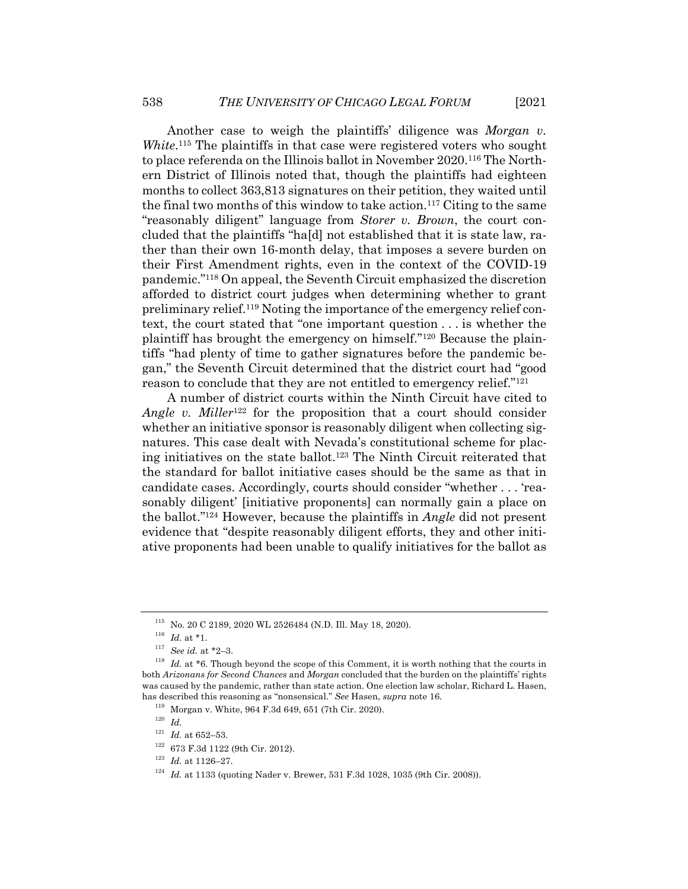Another case to weigh the plaintiffs' diligence was *Morgan v. White*.[115] The plaintiffs in that case were registered voters who sought to place referenda on the Illinois ballot in November 2020.[116] The Northern District of Illinois noted that, though the plaintiffs had eighteen months to collect 363,813 signatures on their petition, they waited until the final two months of this window to take action.[117] Citing to the same "reasonably diligent" language from *Storer v. Brown*, the court concluded that the plaintiffs "ha[d] not established that it is state law, rather than their own 16-month delay, that imposes a severe burden on their First Amendment rights, even in the context of the COVID-19 pandemic."[118] On appeal, the Seventh Circuit emphasized the discretion afforded to district court judges when determining whether to grant preliminary relief.[119] Noting the importance of the emergency relief context, the court stated that "one important question . . . is whether the plaintiff has brought the emergency on himself."[120] Because the plaintiffs "had plenty of time to gather signatures before the pandemic began," the Seventh Circuit determined that the district court had "good reason to conclude that they are not entitled to emergency relief."[121]

A number of district courts within the Ninth Circuit have cited to *Angle v. Miller*[122] for the proposition that a court should consider whether an initiative sponsor is reasonably diligent when collecting signatures. This case dealt with Nevada's constitutional scheme for placing initiatives on the state ballot.[123] The Ninth Circuit reiterated that the standard for ballot initiative cases should be the same as that in candidate cases. Accordingly, courts should consider "whether . . . 'reasonably diligent' [initiative proponents] can normally gain a place on the ballot."[124] However, because the plaintiffs in *Angle* did not present evidence that "despite reasonably diligent efforts, they and other initiative proponents had been unable to qualify initiatives for the ballot as

---

[115] No. 20 C 2189, 2020 WL 2526484 (N.D. Ill. May 18, 2020).

[116] *Id.* at \*1.

[117] *See id.* at \*2–3.

[118] *Id.* at \*6. Though beyond the scope of this Comment, it is worth nothing that the courts in both *Arizonans for Second Chances* and *Morgan* concluded that the burden on the plaintiffs' rights was caused by the pandemic, rather than state action. One election law scholar, Richard L. Hasen, has described this reasoning as "nonsensical." *See* Hasen, *supra* note 16.

[119] Morgan v. White, 964 F.3d 649, 651 (7th Cir. 2020).

[120] *Id.*

[121] *Id.* at 652–53.

[122] 673 F.3d 1122 (9th Cir. 2012).

[123] *Id.* at 1126–27.

[124] *Id.* at 1133 (quoting Nader v. Brewer, 531 F.3d 1028, 1035 (9th Cir. 2008)).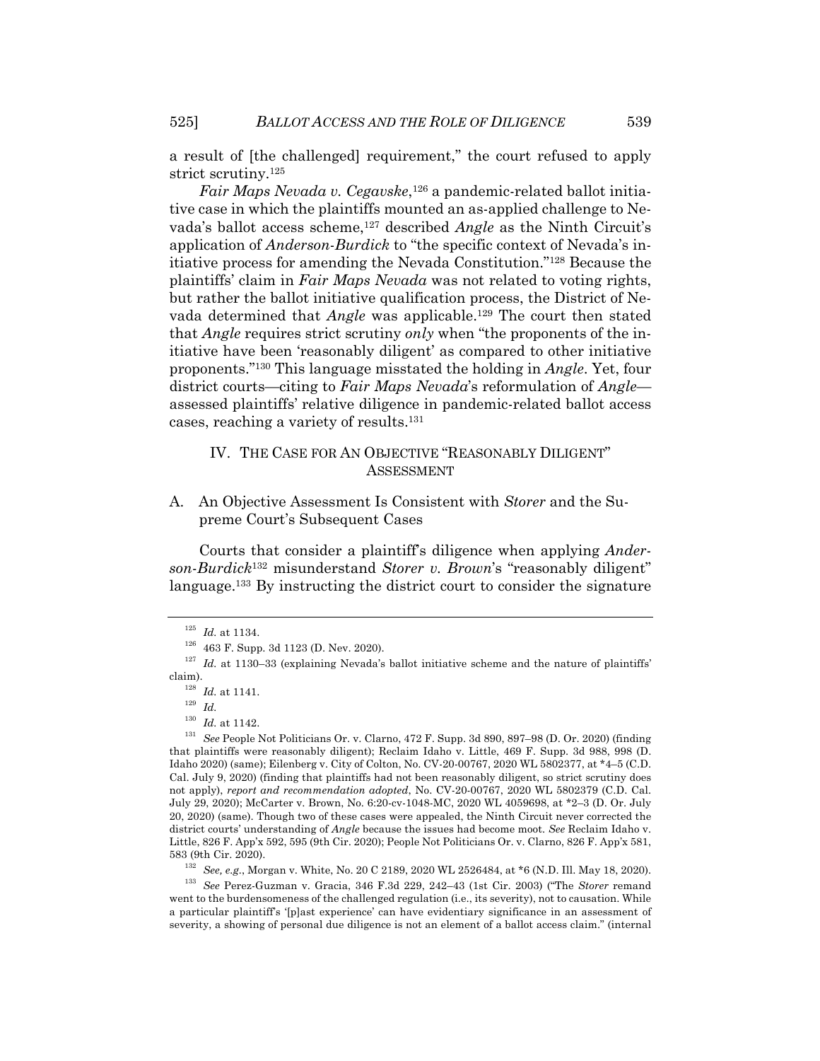a result of [the challenged] requirement," the court refused to apply strict scrutiny.[125]

*Fair Maps Nevada v. Cegavske*,[126] a pandemic-related ballot initiative case in which the plaintiffs mounted an as-applied challenge to Nevada's ballot access scheme,[127] described *Angle* as the Ninth Circuit's application of *Anderson-Burdick* to "the specific context of Nevada's initiative process for amending the Nevada Constitution."[128] Because the plaintiffs' claim in *Fair Maps Nevada* was not related to voting rights, but rather the ballot initiative qualification process, the District of Nevada determined that *Angle* was applicable.[129] The court then stated that *Angle* requires strict scrutiny *only* when "the proponents of the initiative have been 'reasonably diligent' as compared to other initiative proponents."[130] This language misstated the holding in *Angle*. Yet, four district courts—citing to *Fair Maps Nevada*'s reformulation of *Angle*—assessed plaintiffs' relative diligence in pandemic-related ballot access cases, reaching a variety of results.[131]

## IV. THE CASE FOR AN OBJECTIVE "REASONABLY DILIGENT" ASSESSMENT

### A. An Objective Assessment Is Consistent with *Storer* and the Supreme Court's Subsequent Cases

Courts that consider a plaintiff's diligence when applying *Anderson-Burdick*[132] misunderstand *Storer v. Brown*'s "reasonably diligent" language.[133] By instructing the district court to consider the signature

---

[125] *Id.* at 1134.

[126] 463 F. Supp. 3d 1123 (D. Nev. 2020).

[127] *Id.* at 1130–33 (explaining Nevada's ballot initiative scheme and the nature of plaintiffs' claim).

[128] *Id.* at 1141.

[129] *Id.*

[130] *Id.* at 1142.

[131] *See* People Not Politicians Or. v. Clarno, 472 F. Supp. 3d 890, 897–98 (D. Or. 2020) (finding that plaintiffs were reasonably diligent); Reclaim Idaho v. Little, 469 F. Supp. 3d 988, 998 (D. Idaho 2020) (same); Eilenberg v. City of Colton, No. CV-20-00767, 2020 WL 5802377, at *4–5 (C.D. Cal. July 9, 2020) (finding that plaintiffs had not been reasonably diligent, so strict scrutiny does not apply), *report and recommendation adopted*, No. CV-20-00767, 2020 WL 5802379 (C.D. Cal. July 29, 2020); McCarter v. Brown, No. 6:20-cv-1048-MC, 2020 WL 4059698, at *2–3 (D. Or. July 20, 2020) (same). Though two of these cases were appealed, the Ninth Circuit never corrected the district courts' understanding of *Angle* because the issues had become moot. *See* Reclaim Idaho v. Little, 826 F. App'x 592, 595 (9th Cir. 2020); People Not Politicians Or. v. Clarno, 826 F. App'x 581, 583 (9th Cir. 2020).

[132] *See, e.g.*, Morgan v. White, No. 20 C 2189, 2020 WL 2526484, at *6 (N.D. Ill. May 18, 2020).

[133] *See* Perez-Guzman v. Gracia, 346 F.3d 229, 242–43 (1st Cir. 2003) ("The *Storer* remand went to the burdensomeness of the challenged regulation (i.e., its severity), not to causation. While a particular plaintiff's '[p]ast experience' can have evidentiary significance in an assessment of severity, a showing of personal due diligence is not an element of a ballot access claim." (internal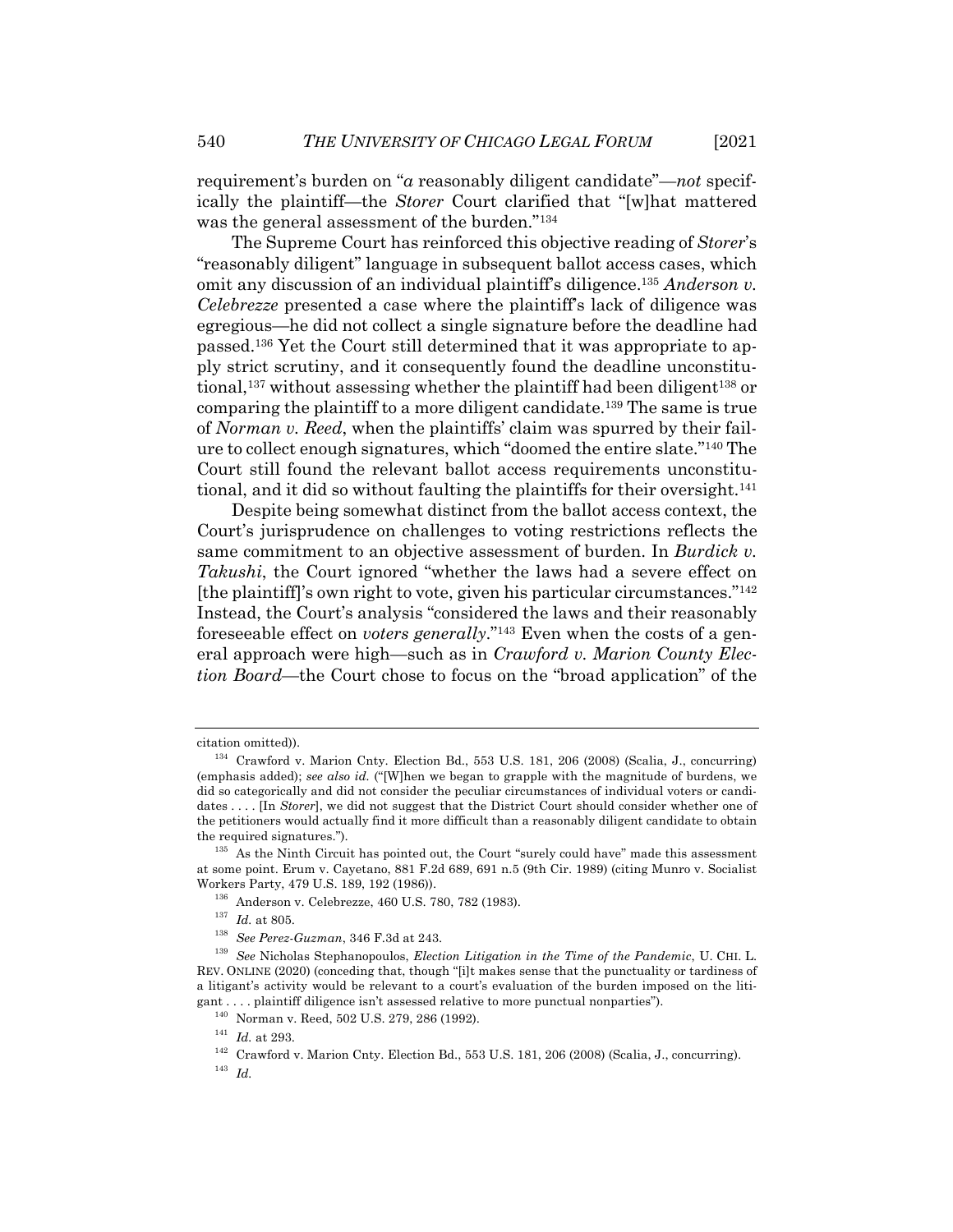requirement's burden on "*a* reasonably diligent candidate"—*not* specifically the plaintiff—the *Storer* Court clarified that "[w]hat mattered was the general assessment of the burden."[134]

The Supreme Court has reinforced this objective reading of *Storer*'s "reasonably diligent" language in subsequent ballot access cases, which omit any discussion of an individual plaintiff's diligence.[135] *Anderson v. Celebrezze* presented a case where the plaintiff's lack of diligence was egregious—he did not collect a single signature before the deadline had passed.[136] Yet the Court still determined that it was appropriate to apply strict scrutiny, and it consequently found the deadline unconstitutional,[137] without assessing whether the plaintiff had been diligent[138] or comparing the plaintiff to a more diligent candidate.[139] The same is true of *Norman v. Reed*, when the plaintiffs' claim was spurred by their failure to collect enough signatures, which "doomed the entire slate."[140] The Court still found the relevant ballot access requirements unconstitutional, and it did so without faulting the plaintiffs for their oversight.[141]

Despite being somewhat distinct from the ballot access context, the Court's jurisprudence on challenges to voting restrictions reflects the same commitment to an objective assessment of burden. In *Burdick v. Takushi*, the Court ignored "whether the laws had a severe effect on [the plaintiff]'s own right to vote, given his particular circumstances."[142] Instead, the Court's analysis "considered the laws and their reasonably foreseeable effect on *voters generally*."[143] Even when the costs of a general approach were high—such as in *Crawford v. Marion County Election Board*—the Court chose to focus on the "broad application" of the

---

citation omitted)).

[134] Crawford v. Marion Cnty. Election Bd., 553 U.S. 181, 206 (2008) (Scalia, J., concurring) (emphasis added); *see also id.* ("[W]hen we began to grapple with the magnitude of burdens, we did so categorically and did not consider the peculiar circumstances of individual voters or candidates . . . . [In *Storer*], we did not suggest that the District Court should consider whether one of the petitioners would actually find it more difficult than a reasonably diligent candidate to obtain the required signatures.").

[135] As the Ninth Circuit has pointed out, the Court "surely could have" made this assessment at some point. Erum v. Cayetano, 881 F.2d 689, 691 n.5 (9th Cir. 1989) (citing Munro v. Socialist Workers Party, 479 U.S. 189, 192 (1986)).

[136] Anderson v. Celebrezze, 460 U.S. 780, 782 (1983).

[137] *Id.* at 805.

[138] *See Perez-Guzman*, 346 F.3d at 243.

[139] *See* Nicholas Stephanopoulos, *Election Litigation in the Time of the Pandemic*, U. CHI. L. REV. ONLINE (2020) (conceding that, though "[i]t makes sense that the punctuality or tardiness of a litigant's activity would be relevant to a court's evaluation of the burden imposed on the litigant . . . . plaintiff diligence isn't assessed relative to more punctual nonparties").

[140] Norman v. Reed, 502 U.S. 279, 286 (1992).

[141] *Id.* at 293.

[142] Crawford v. Marion Cnty. Election Bd., 553 U.S. 181, 206 (2008) (Scalia, J., concurring).

[143] *Id.*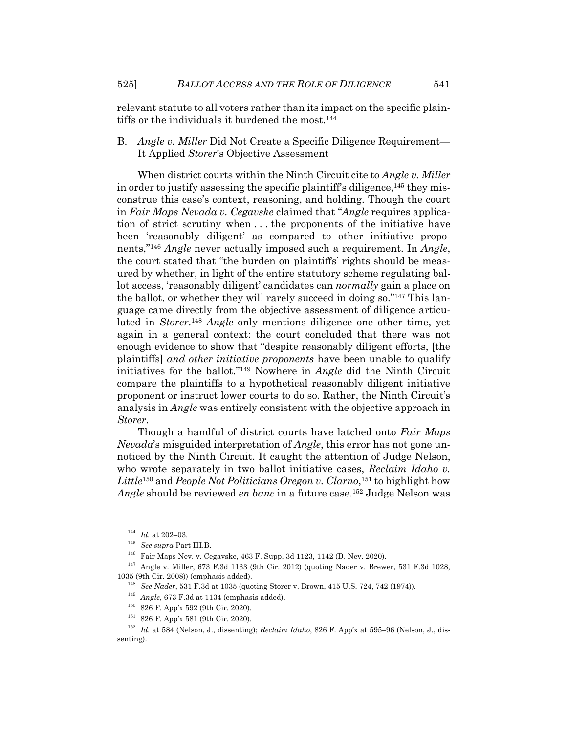relevant statute to all voters rather than its impact on the specific plaintiffs or the individuals it burdened the most.[144]

### B. *Angle v. Miller* Did Not Create a Specific Diligence Requirement—It Applied *Storer*'s Objective Assessment

When district courts within the Ninth Circuit cite to *Angle v. Miller* in order to justify assessing the specific plaintiff's diligence,[145] they misconstrue this case's context, reasoning, and holding. Though the court in *Fair Maps Nevada v. Cegavske* claimed that "*Angle* requires application of strict scrutiny when . . . the proponents of the initiative have been 'reasonably diligent' as compared to other initiative proponents,"[146] *Angle* never actually imposed such a requirement. In *Angle*, the court stated that "the burden on plaintiffs' rights should be measured by whether, in light of the entire statutory scheme regulating ballot access, 'reasonably diligent' candidates can *normally* gain a place on the ballot, or whether they will rarely succeed in doing so."[147] This language came directly from the objective assessment of diligence articulated in *Storer*.[148] *Angle* only mentions diligence one other time, yet again in a general context: the court concluded that there was not enough evidence to show that "despite reasonably diligent efforts, [the plaintiffs] *and other initiative proponents* have been unable to qualify initiatives for the ballot."[149] Nowhere in *Angle* did the Ninth Circuit compare the plaintiffs to a hypothetical reasonably diligent initiative proponent or instruct lower courts to do so. Rather, the Ninth Circuit's analysis in *Angle* was entirely consistent with the objective approach in *Storer*.

Though a handful of district courts have latched onto *Fair Maps Nevada*'s misguided interpretation of *Angle*, this error has not gone unnoticed by the Ninth Circuit. It caught the attention of Judge Nelson, who wrote separately in two ballot initiative cases, *Reclaim Idaho v. Little*[150] and *People Not Politicians Oregon v. Clarno*,[151] to highlight how *Angle* should be reviewed *en banc* in a future case.[152] Judge Nelson was

---

[144] *Id.* at 202–03.

[145] *See supra* Part III.B.

[146] Fair Maps Nev. v. Cegavske, 463 F. Supp. 3d 1123, 1142 (D. Nev. 2020).

[147] Angle v. Miller, 673 F.3d 1133 (9th Cir. 2012) (quoting Nader v. Brewer, 531 F.3d 1028, 1035 (9th Cir. 2008)) (emphasis added).

[148] *See Nader*, 531 F.3d at 1035 (quoting Storer v. Brown, 415 U.S. 724, 742 (1974)).

[149] *Angle*, 673 F.3d at 1134 (emphasis added).

[150] 826 F. App'x 592 (9th Cir. 2020).

[151] 826 F. App'x 581 (9th Cir. 2020).

[152] *Id.* at 584 (Nelson, J., dissenting); *Reclaim Idaho*, 826 F. App'x at 595–96 (Nelson, J., dissenting).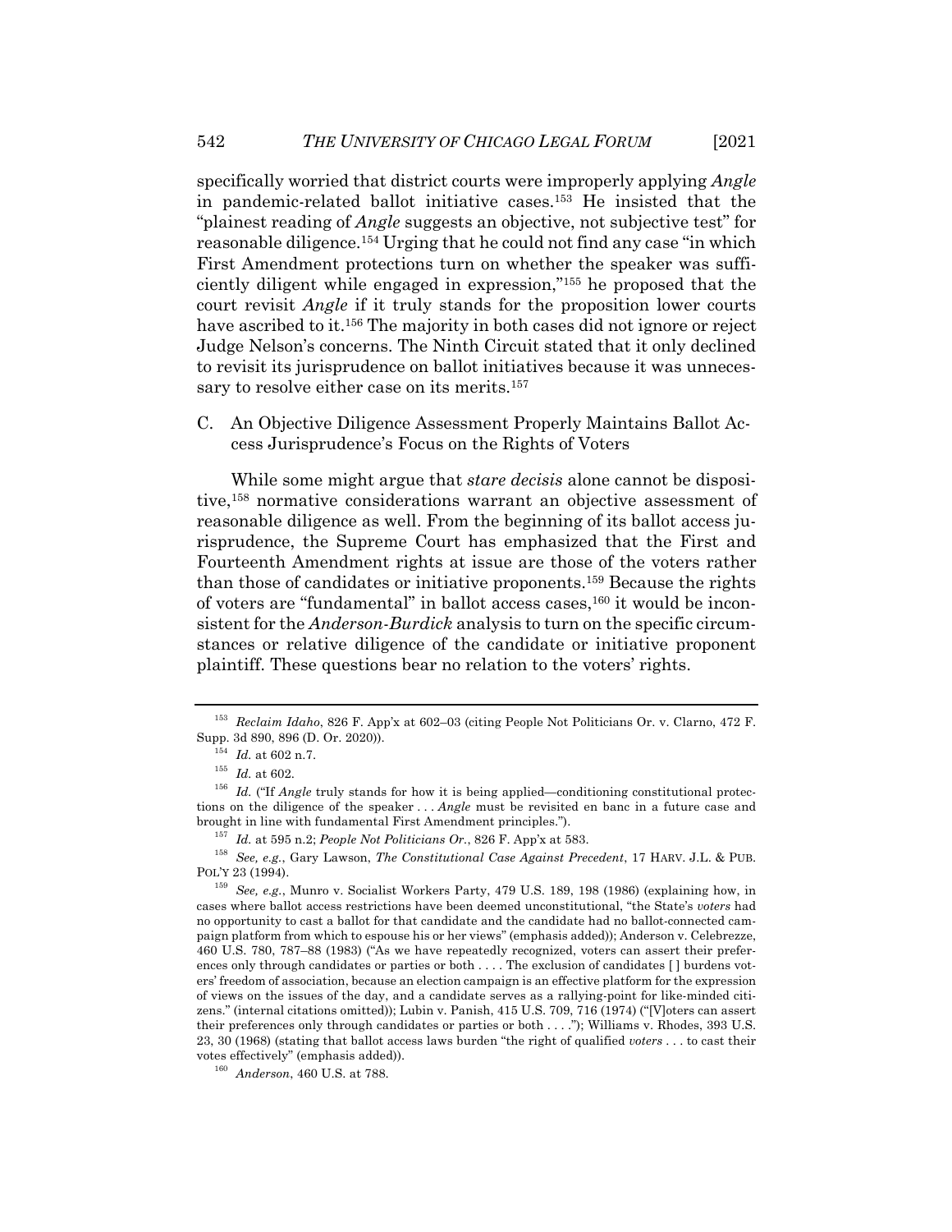specifically worried that district courts were improperly applying *Angle* in pandemic-related ballot initiative cases.[153] He insisted that the "plainest reading of *Angle* suggests an objective, not subjective test" for reasonable diligence.[154] Urging that he could not find any case "in which First Amendment protections turn on whether the speaker was sufficiently diligent while engaged in expression,"[155] he proposed that the court revisit *Angle* if it truly stands for the proposition lower courts have ascribed to it.[156] The majority in both cases did not ignore or reject Judge Nelson's concerns. The Ninth Circuit stated that it only declined to revisit its jurisprudence on ballot initiatives because it was unnecessary to resolve either case on its merits.[157]

### C. An Objective Diligence Assessment Properly Maintains Ballot Access Jurisprudence's Focus on the Rights of Voters

While some might argue that *stare decisis* alone cannot be dispositive,[158] normative considerations warrant an objective assessment of reasonable diligence as well. From the beginning of its ballot access jurisprudence, the Supreme Court has emphasized that the First and Fourteenth Amendment rights at issue are those of the voters rather than those of candidates or initiative proponents.[159] Because the rights of voters are "fundamental" in ballot access cases,[160] it would be inconsistent for the *Anderson-Burdick* analysis to turn on the specific circumstances or relative diligence of the candidate or initiative proponent plaintiff. These questions bear no relation to the voters' rights.

---

[153] *Reclaim Idaho*, 826 F. App'x at 602–03 (citing People Not Politicians Or. v. Clarno, 472 F. Supp. 3d 890, 896 (D. Or. 2020)).

[154] *Id.* at 602 n.7.

[155] *Id.* at 602.

[156] *Id.* ("If *Angle* truly stands for how it is being applied—conditioning constitutional protections on the diligence of the speaker . . . *Angle* must be revisited en banc in a future case and brought in line with fundamental First Amendment principles.").

[157] *Id.* at 595 n.2; *People Not Politicians Or.*, 826 F. App'x at 583.

[158] *See, e.g.*, Gary Lawson, *The Constitutional Case Against Precedent*, 17 HARV. J.L. & PUB. POL'Y 23 (1994).

[159] *See, e.g.*, Munro v. Socialist Workers Party, 479 U.S. 189, 198 (1986) (explaining how, in cases where ballot access restrictions have been deemed unconstitutional, "the State's *voters* had no opportunity to cast a ballot for that candidate and the candidate had no ballot-connected campaign platform from which to espouse his or her views" (emphasis added)); Anderson v. Celebrezze, 460 U.S. 780, 787–88 (1983) ("As we have repeatedly recognized, voters can assert their preferences only through candidates or parties or both . . . . The exclusion of candidates [ ] burdens voters' freedom of association, because an election campaign is an effective platform for the expression of views on the issues of the day, and a candidate serves as a rallying-point for like-minded citizens." (internal citations omitted)); Lubin v. Panish, 415 U.S. 709, 716 (1974) ("[V]oters can assert their preferences only through candidates or parties or both . . . ."); Williams v. Rhodes, 393 U.S. 23, 30 (1968) (stating that ballot access laws burden "the right of qualified *voters* . . . to cast their votes effectively" (emphasis added)).

[160] *Anderson*, 460 U.S. at 788.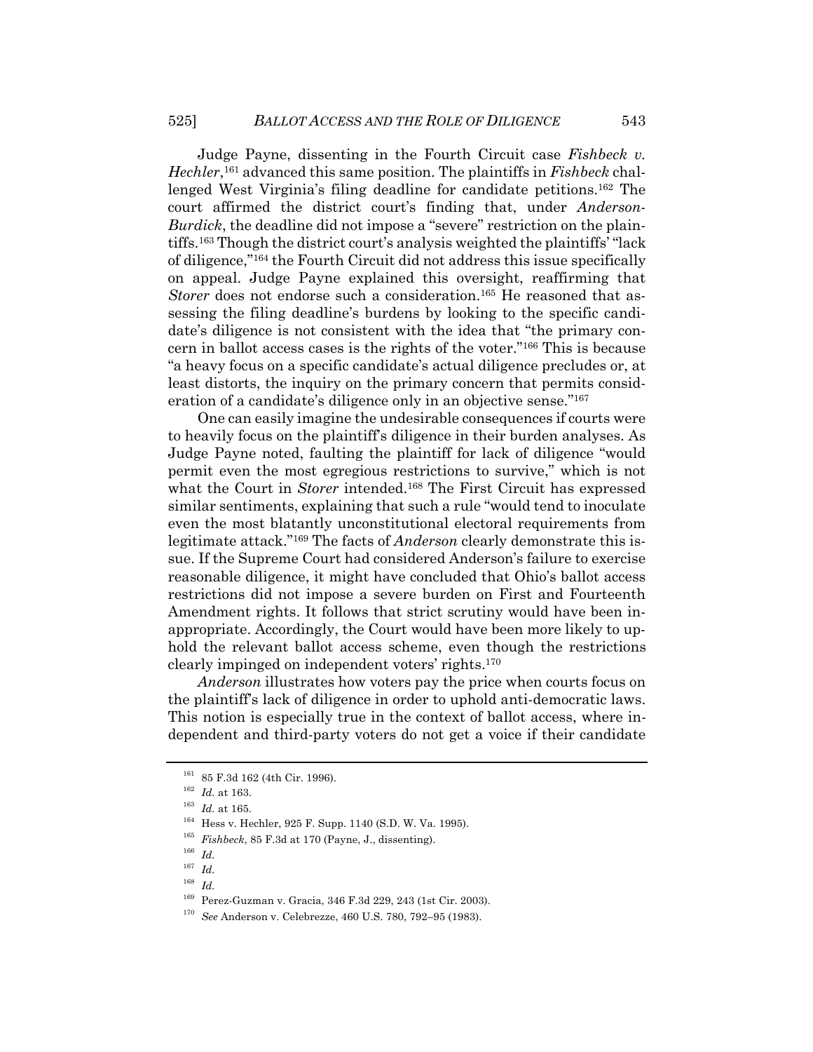Judge Payne, dissenting in the Fourth Circuit case *Fishbeck v. Hechler*,[161] advanced this same position. The plaintiffs in *Fishbeck* challenged West Virginia's filing deadline for candidate petitions.[162] The court affirmed the district court's finding that, under *Anderson-Burdick*, the deadline did not impose a "severe" restriction on the plaintiffs.[163] Though the district court's analysis weighted the plaintiffs' "lack of diligence,"[164] the Fourth Circuit did not address this issue specifically on appeal. Judge Payne explained this oversight, reaffirming that *Storer* does not endorse such a consideration.[165] He reasoned that assessing the filing deadline's burdens by looking to the specific candidate's diligence is not consistent with the idea that "the primary concern in ballot access cases is the rights of the voter."[166] This is because "a heavy focus on a specific candidate's actual diligence precludes or, at least distorts, the inquiry on the primary concern that permits consideration of a candidate's diligence only in an objective sense."[167]

One can easily imagine the undesirable consequences if courts were to heavily focus on the plaintiff's diligence in their burden analyses. As Judge Payne noted, faulting the plaintiff for lack of diligence "would permit even the most egregious restrictions to survive," which is not what the Court in *Storer* intended.[168] The First Circuit has expressed similar sentiments, explaining that such a rule "would tend to inoculate even the most blatantly unconstitutional electoral requirements from legitimate attack."[169] The facts of *Anderson* clearly demonstrate this issue. If the Supreme Court had considered Anderson's failure to exercise reasonable diligence, it might have concluded that Ohio's ballot access restrictions did not impose a severe burden on First and Fourteenth Amendment rights. It follows that strict scrutiny would have been inappropriate. Accordingly, the Court would have been more likely to uphold the relevant ballot access scheme, even though the restrictions clearly impinged on independent voters' rights.[170]

*Anderson* illustrates how voters pay the price when courts focus on the plaintiff's lack of diligence in order to uphold anti-democratic laws. This notion is especially true in the context of ballot access, where independent and third-party voters do not get a voice if their candidate

---

[161] 85 F.3d 162 (4th Cir. 1996).

[162] *Id.* at 163.

[163] *Id.* at 165.

[164] Hess v. Hechler, 925 F. Supp. 1140 (S.D. W. Va. 1995).

[165] *Fishbeck*, 85 F.3d at 170 (Payne, J., dissenting).

[166] *Id.*

[167] *Id.*

[168] *Id.*

[169] Perez-Guzman v. Gracia, 346 F.3d 229, 243 (1st Cir. 2003).

[170] *See* Anderson v. Celebrezze, 460 U.S. 780, 792–95 (1983).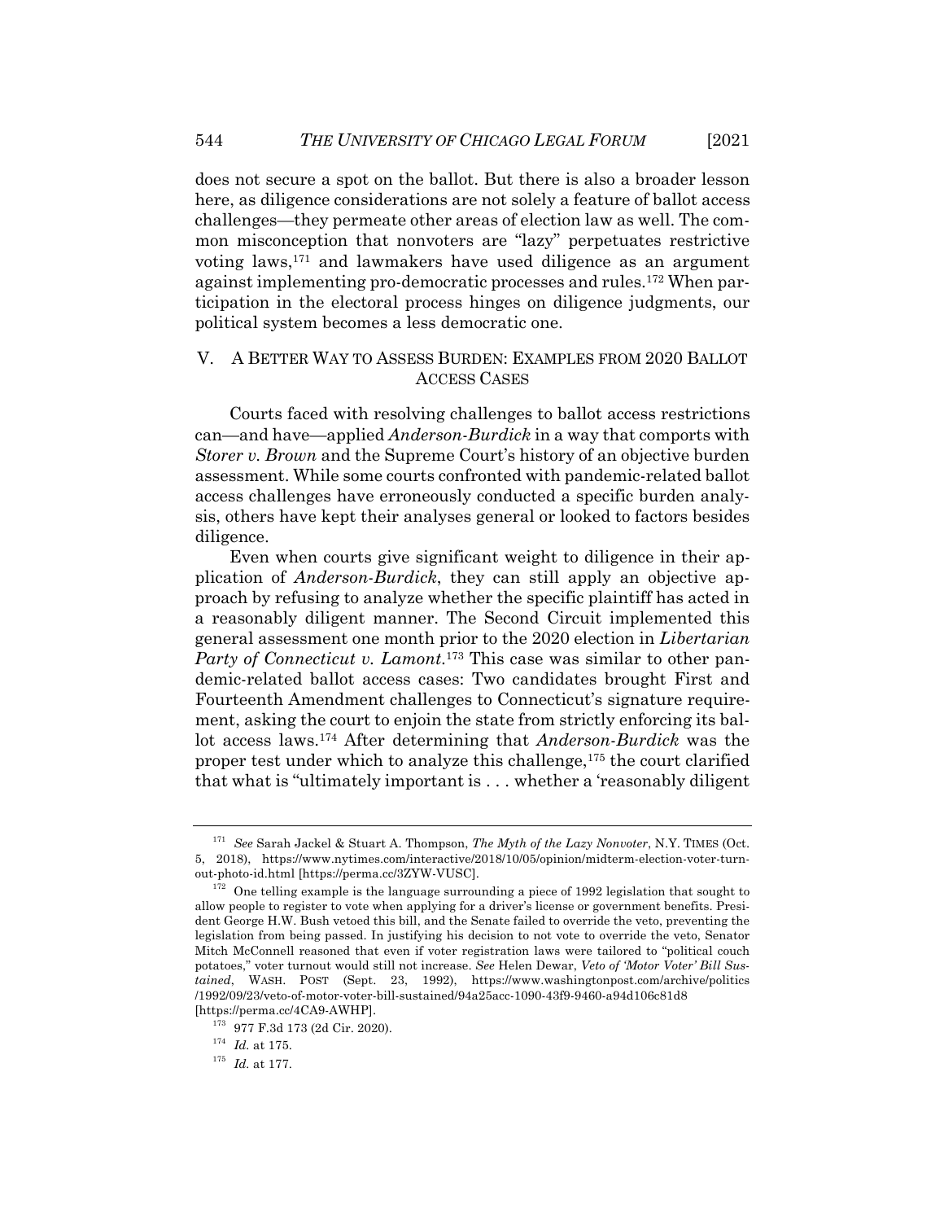does not secure a spot on the ballot. But there is also a broader lesson here, as diligence considerations are not solely a feature of ballot access challenges—they permeate other areas of election law as well. The common misconception that nonvoters are "lazy" perpetuates restrictive voting laws,[171] and lawmakers have used diligence as an argument against implementing pro-democratic processes and rules.[172] When participation in the electoral process hinges on diligence judgments, our political system becomes a less democratic one.

## V. A BETTER WAY TO ASSESS BURDEN: EXAMPLES FROM 2020 BALLOT ACCESS CASES

Courts faced with resolving challenges to ballot access restrictions can—and have—applied *Anderson-Burdick* in a way that comports with *Storer v. Brown* and the Supreme Court's history of an objective burden assessment. While some courts confronted with pandemic-related ballot access challenges have erroneously conducted a specific burden analysis, others have kept their analyses general or looked to factors besides diligence.

Even when courts give significant weight to diligence in their application of *Anderson-Burdick*, they can still apply an objective approach by refusing to analyze whether the specific plaintiff has acted in a reasonably diligent manner. The Second Circuit implemented this general assessment one month prior to the 2020 election in *Libertarian Party of Connecticut v. Lamont*.[173] This case was similar to other pandemic-related ballot access cases: Two candidates brought First and Fourteenth Amendment challenges to Connecticut's signature requirement, asking the court to enjoin the state from strictly enforcing its ballot access laws.[174] After determining that *Anderson-Burdick* was the proper test under which to analyze this challenge,[175] the court clarified that what is "ultimately important is . . . whether a 'reasonably diligent

---

[171] *See* Sarah Jackel & Stuart A. Thompson, *The Myth of the Lazy Nonvoter*, N.Y. TIMES (Oct. 5, 2018), https://www.nytimes.com/interactive/2018/10/05/opinion/midterm-election-voter-turnout-photo-id.html [https://perma.cc/3ZYW-VUSC].

[172] One telling example is the language surrounding a piece of 1992 legislation that sought to allow people to register to vote when applying for a driver's license or government benefits. President George H.W. Bush vetoed this bill, and the Senate failed to override the veto, preventing the legislation from being passed. In justifying his decision to not vote to override the veto, Senator Mitch McConnell reasoned that even if voter registration laws were tailored to "political couch potatoes," voter turnout would still not increase. *See* Helen Dewar, *Veto of 'Motor Voter' Bill Sustained*, WASH. POST (Sept. 23, 1992), https://www.washingtonpost.com/archive/politics/1992/09/23/veto-of-motor-voter-bill-sustained/94a25acc-1090-43f9-9460-a94d106c81d8 [https://perma.cc/4CA9-AWHP].

[173] 977 F.3d 173 (2d Cir. 2020).

[174] *Id.* at 175.

[175] *Id.* at 177.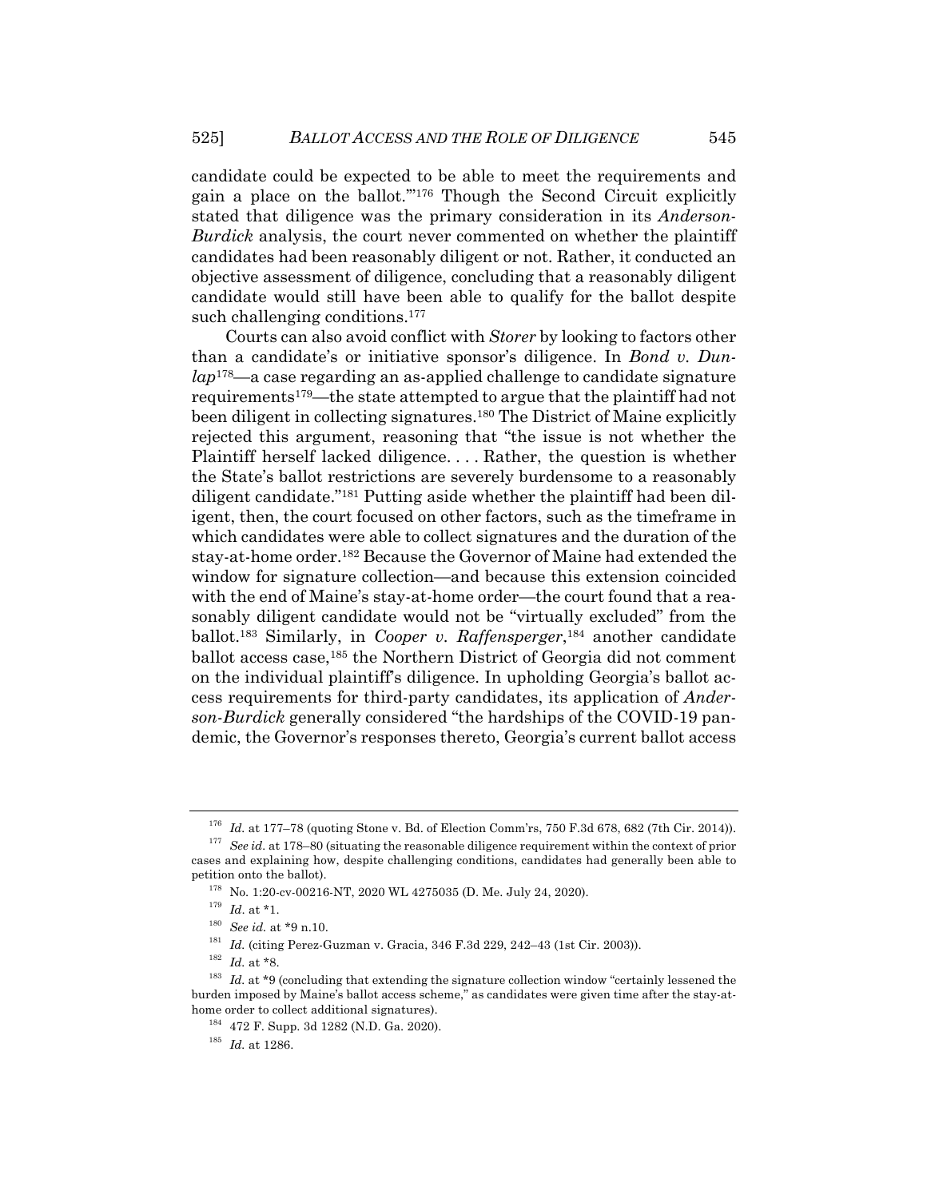candidate could be expected to be able to meet the requirements and gain a place on the ballot.'"[176] Though the Second Circuit explicitly stated that diligence was the primary consideration in its *Anderson-Burdick* analysis, the court never commented on whether the plaintiff candidates had been reasonably diligent or not. Rather, it conducted an objective assessment of diligence, concluding that a reasonably diligent candidate would still have been able to qualify for the ballot despite such challenging conditions.[177]

Courts can also avoid conflict with *Storer* by looking to factors other than a candidate's or initiative sponsor's diligence. In *Bond v. Dunlap*[178]—a case regarding an as-applied challenge to candidate signature requirements[179]—the state attempted to argue that the plaintiff had not been diligent in collecting signatures.[180] The District of Maine explicitly rejected this argument, reasoning that "the issue is not whether the Plaintiff herself lacked diligence. . . . Rather, the question is whether the State's ballot restrictions are severely burdensome to a reasonably diligent candidate."[181] Putting aside whether the plaintiff had been diligent, then, the court focused on other factors, such as the timeframe in which candidates were able to collect signatures and the duration of the stay-at-home order.[182] Because the Governor of Maine had extended the window for signature collection—and because this extension coincided with the end of Maine's stay-at-home order—the court found that a reasonably diligent candidate would not be "virtually excluded" from the ballot.[183] Similarly, in *Cooper v. Raffensperger*,[184] another candidate ballot access case,[185] the Northern District of Georgia did not comment on the individual plaintiff's diligence. In upholding Georgia's ballot access requirements for third-party candidates, its application of *Anderson-Burdick* generally considered "the hardships of the COVID-19 pandemic, the Governor's responses thereto, Georgia's current ballot access

---

[176] *Id.* at 177–78 (quoting Stone v. Bd. of Election Comm'rs, 750 F.3d 678, 682 (7th Cir. 2014)).

[177] *See id.* at 178–80 (situating the reasonable diligence requirement within the context of prior cases and explaining how, despite challenging conditions, candidates had generally been able to petition onto the ballot).

[178] No. 1:20-cv-00216-NT, 2020 WL 4275035 (D. Me. July 24, 2020).

[179] *Id.* at *1.

[180] *See id.* at *9 n.10.

[181] *Id.* (citing Perez-Guzman v. Gracia, 346 F.3d 229, 242–43 (1st Cir. 2003)).

[182] *Id.* at *8.

[183] *Id.* at *9 (concluding that extending the signature collection window "certainly lessened the burden imposed by Maine's ballot access scheme," as candidates were given time after the stay-at-home order to collect additional signatures).

[184] 472 F. Supp. 3d 1282 (N.D. Ga. 2020).

[185] *Id.* at 1286.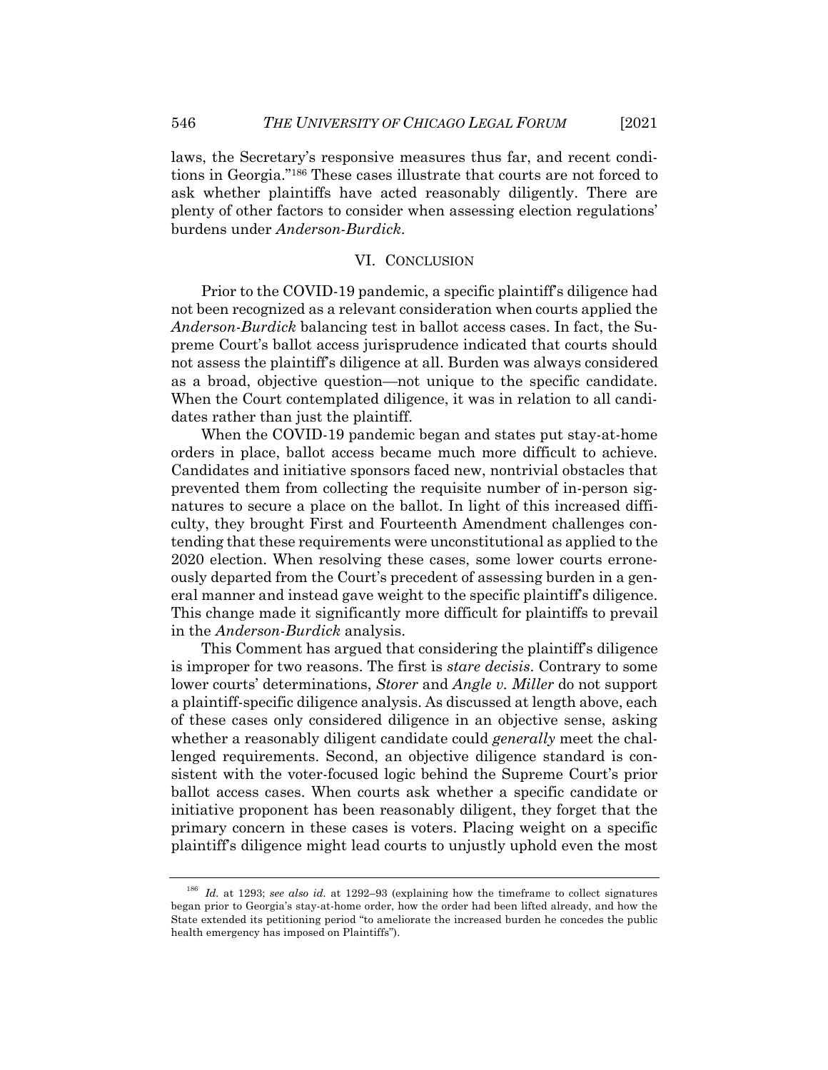laws, the Secretary's responsive measures thus far, and recent conditions in Georgia."[186] These cases illustrate that courts are not forced to ask whether plaintiffs have acted reasonably diligently. There are plenty of other factors to consider when assessing election regulations' burdens under *Anderson-Burdick*.

## VI. Conclusion

Prior to the COVID-19 pandemic, a specific plaintiff's diligence had not been recognized as a relevant consideration when courts applied the *Anderson-Burdick* balancing test in ballot access cases. In fact, the Supreme Court's ballot access jurisprudence indicated that courts should not assess the plaintiff's diligence at all. Burden was always considered as a broad, objective question—not unique to the specific candidate. When the Court contemplated diligence, it was in relation to all candidates rather than just the plaintiff.

When the COVID-19 pandemic began and states put stay-at-home orders in place, ballot access became much more difficult to achieve. Candidates and initiative sponsors faced new, nontrivial obstacles that prevented them from collecting the requisite number of in-person signatures to secure a place on the ballot. In light of this increased difficulty, they brought First and Fourteenth Amendment challenges contending that these requirements were unconstitutional as applied to the 2020 election. When resolving these cases, some lower courts erroneously departed from the Court's precedent of assessing burden in a general manner and instead gave weight to the specific plaintiff's diligence. This change made it significantly more difficult for plaintiffs to prevail in the *Anderson-Burdick* analysis.

This Comment has argued that considering the plaintiff's diligence is improper for two reasons. The first is *stare decisis*. Contrary to some lower courts' determinations, *Storer* and *Angle v. Miller* do not support a plaintiff-specific diligence analysis. As discussed at length above, each of these cases only considered diligence in an objective sense, asking whether a reasonably diligent candidate could *generally* meet the challenged requirements. Second, an objective diligence standard is consistent with the voter-focused logic behind the Supreme Court's prior ballot access cases. When courts ask whether a specific candidate or initiative proponent has been reasonably diligent, they forget that the primary concern in these cases is voters. Placing weight on a specific plaintiff's diligence might lead courts to unjustly uphold even the most

---

[186] *Id.* at 1293; *see also id.* at 1292–93 (explaining how the timeframe to collect signatures began prior to Georgia's stay-at-home order, how the order had been lifted already, and how the State extended its petitioning period "to ameliorate the increased burden he concedes the public health emergency has imposed on Plaintiffs").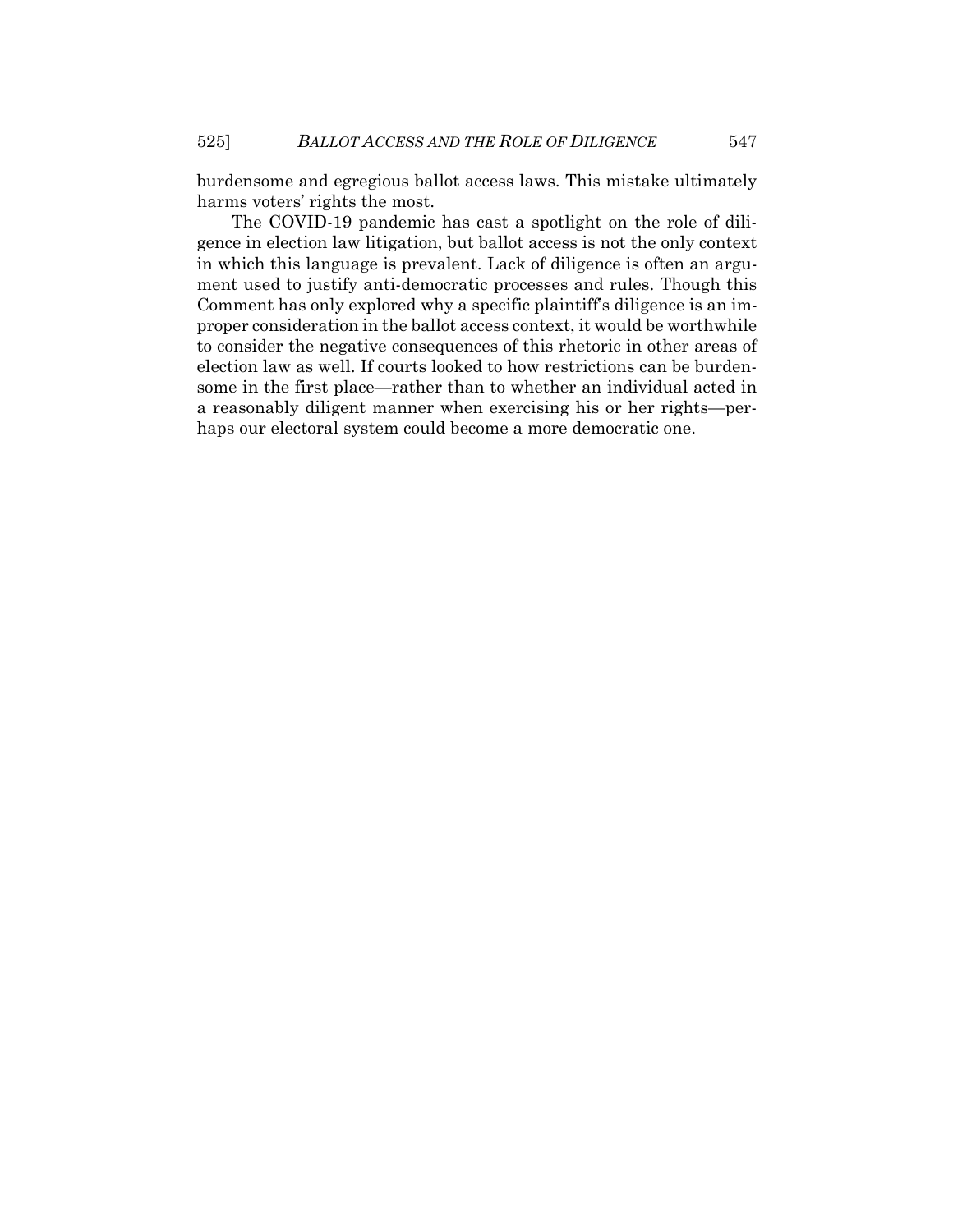burdensome and egregious ballot access laws. This mistake ultimately harms voters' rights the most.

The COVID-19 pandemic has cast a spotlight on the role of diligence in election law litigation, but ballot access is not the only context in which this language is prevalent. Lack of diligence is often an argument used to justify anti-democratic processes and rules. Though this Comment has only explored why a specific plaintiff's diligence is an improper consideration in the ballot access context, it would be worthwhile to consider the negative consequences of this rhetoric in other areas of election law as well. If courts looked to how restrictions can be burdensome in the first place—rather than to whether an individual acted in a reasonably diligent manner when exercising his or her rights—perhaps our electoral system could become a more democratic one.